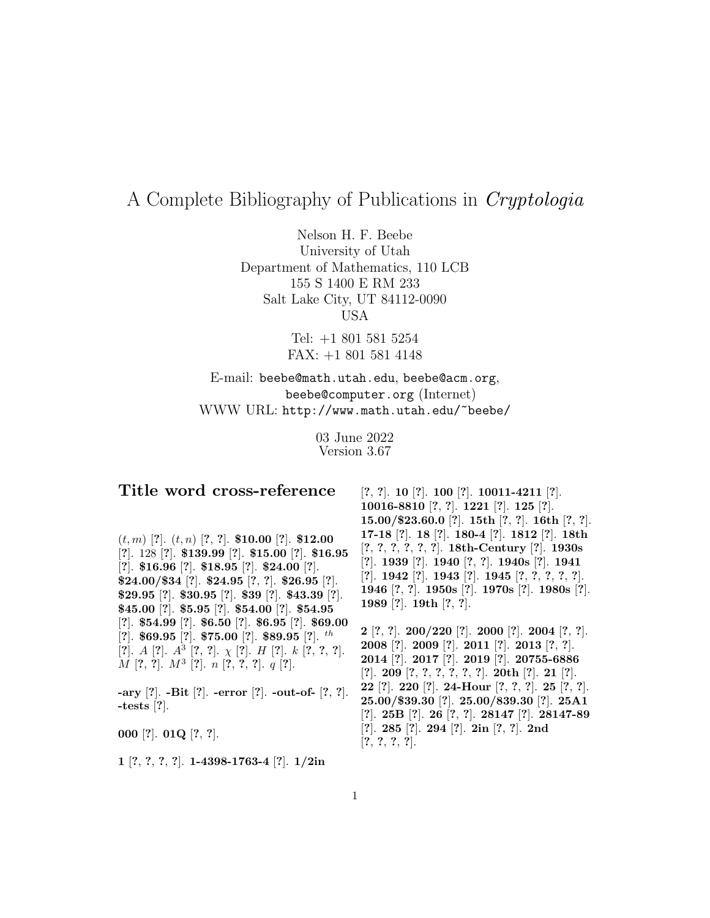# A Complete Bibliography of Publications in *Cryptologia*

Nelson H. F. Beebe
University of Utah
Department of Mathematics, 110 LCB
155 S 1400 E RM 233
Salt Lake City, UT 84112-0090
USA

Tel: +1 801 581 5254
FAX: +1 801 581 4148

E-mail: `beebe@math.utah.edu`, `beebe@acm.org`, `beebe@computer.org` (Internet)
WWW URL: `http://www.math.utah.edu/~beebe/`

03 June 2022
Version 3.67

## Title word cross-reference

$(t,m)$ [?]. $(t,n)$ [?, ?]. **$10.00** [?]. **$12.00** [?]. 128 [?]. **$139.99** [?]. **$15.00** [?]. **$16.95** [?]. **$16.96** [?]. **$18.95** [?]. **$24.00** [?]. **$24.00/$34** [?]. **$24.95** [?, ?]. **$26.95** [?]. **$29.95** [?]. **$30.95** [?]. **$39** [?]. **$43.39** [?]. **$45.00** [?]. **$5.95** [?]. **$54.00** [?]. **$54.95** [?]. **$54.99** [?]. **$6.50** [?]. **$6.95** [?]. **$69.00** [?]. **$69.95** [?]. **$75.00** [?]. **$89.95** [?]. $^{th}$ [?]. $A$ [?]. $A^3$ [?, ?]. $\chi$ [?]. $H$ [?]. $k$ [?, ?, ?]. $M$ [?, ?]. $M^3$ [?]. $n$ [?, ?, ?]. $q$ [?].

**-ary** [?]. **-Bit** [?]. **-error** [?]. **-out-of-** [?, ?]. **-tests** [?].

**000** [?]. **01Q** [?, ?].

**1** [?, ?, ?, ?]. **1-4398-1763-4** [?]. **1/2in** [?, ?]. **10** [?]. **100** [?]. **10011-4211** [?]. **10016-8810** [?, ?]. **1221** [?]. **125** [?]. **15.00/$23.60.0** [?]. **15th** [?, ?]. **16th** [?, ?]. **17-18** [?]. **18** [?]. **180-4** [?]. **1812** [?]. **18th** [?, ?, ?, ?, ?, ?]. **18th-Century** [?]. **1930s** [?]. **1939** [?]. **1940** [?, ?]. **1940s** [?]. **1941** [?]. **1942** [?]. **1943** [?]. **1945** [?, ?, ?, ?, ?]. **1946** [?, ?]. **1950s** [?]. **1970s** [?]. **1980s** [?]. **1989** [?]. **19th** [?, ?].

**2** [?, ?]. **200/220** [?]. **2000** [?]. **2004** [?, ?]. **2008** [?]. **2009** [?]. **2011** [?]. **2013** [?, ?]. **2014** [?]. **2017** [?]. **2019** [?]. **20755-6886** [?]. **209** [?, ?, ?, ?, ?, ?]. **20th** [?]. **21** [?]. **22** [?]. **220** [?]. **24-Hour** [?, ?, ?]. **25** [?, ?]. **25.00/$39.30** [?]. **25.00/839.30** [?]. **25A1** [?]. **25B** [?]. **26** [?, ?]. **28147** [?]. **28147-89** [?]. **285** [?]. **294** [?]. **2in** [?, ?]. **2nd** [?, ?, ?, ?].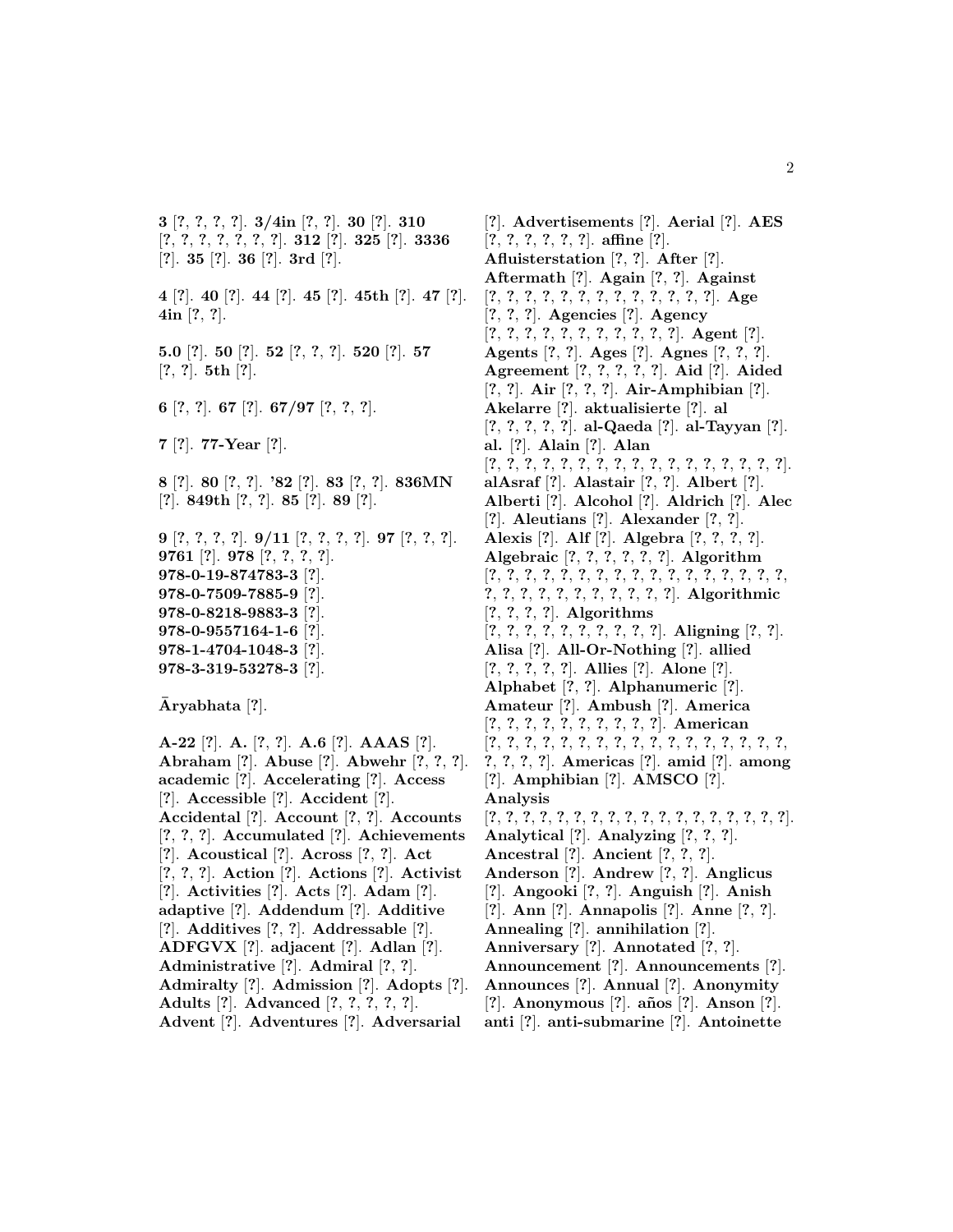**3** [?, ?, ?, ?]. **3/4in** [?, ?]. **30** [?]. **310** [?, ?, ?, ?, ?, ?, ?, ?]. **312** [?]. **325** [?]. **3336** [?]. **35** [?]. **36** [?]. **3rd** [?].

**4** [?]. **40** [?]. **44** [?]. **45** [?]. **45th** [?]. **47** [?]. **4in** [?, ?].

**5.0** [?]. **50** [?]. **52** [?, ?, ?]. **520** [?]. **57** [?, ?]. **5th** [?].

**6** [?, ?]. **67** [?]. **67/97** [?, ?, ?].

**7** [?]. **77-Year** [?].

**8** [?]. **80** [?, ?]. **'82** [?]. **83** [?, ?]. **836MN** [?]. **849th** [?, ?]. **85** [?]. **89** [?].

**9** [?, ?, ?, ?]. **9/11** [?, ?, ?, ?]. **97** [?, ?, ?]. **9761** [?]. **978** [?, ?, ?, ?]. **978-0-19-874783-3** [?]. **978-0-7509-7885-9** [?]. **978-0-8218-9883-3** [?]. **978-0-9557164-1-6** [?]. **978-1-4704-1048-3** [?]. **978-3-319-53278-3** [?].

**Āryabhata** [?].

**A-22** [?]. **A.** [?, ?]. **A.6** [?]. **AAAS** [?]. **Abraham** [?]. **Abuse** [?]. **Abwehr** [?, ?, ?]. **academic** [?]. **Accelerating** [?]. **Access** [?]. **Accessible** [?]. **Accident** [?]. **Accidental** [?]. **Account** [?, ?]. **Accounts** [?, ?, ?]. **Accumulated** [?]. **Achievements** [?]. **Acoustical** [?]. **Across** [?, ?]. **Act** [?, ?, ?]. **Action** [?]. **Actions** [?]. **Activist** [?]. **Activities** [?]. **Acts** [?]. **Adam** [?]. **adaptive** [?]. **Addendum** [?]. **Additive** [?]. **Additives** [?, ?]. **Addressable** [?]. **ADFGVX** [?]. **adjacent** [?]. **Adlan** [?]. **Administrative** [?]. **Admiral** [?, ?]. **Admiralty** [?]. **Admission** [?]. **Adopts** [?]. **Adults** [?]. **Advanced** [?, ?, ?, ?, ?]. **Advent** [?]. **Adventures** [?]. **Adversarial** [?]. **Advertisements** [?]. **Aerial** [?]. **AES** [?, ?, ?, ?, ?, ?]. **affine** [?]. **Afluisterstation** [?, ?]. **After** [?]. **Aftermath** [?]. **Again** [?, ?]. **Against** [?, ?, ?, ?, ?, ?, ?, ?, ?, ?, ?, ?, ?, ?]. **Age** [?, ?, ?]. **Agencies** [?]. **Agency** [?, ?, ?, ?, ?, ?, ?, ?, ?, ?, ?, ?]. **Agent** [?]. **Agents** [?, ?]. **Ages** [?]. **Agnes** [?, ?, ?]. **Agreement** [?, ?, ?, ?, ?]. **Aid** [?]. **Aided** [?, ?]. **Air** [?, ?, ?]. **Air-Amphibian** [?]. **Akelarre** [?]. **aktualisierte** [?]. **al** [?, ?, ?, ?, ?]. **al-Qaeda** [?]. **al-Tayyan** [?]. **al.** [?]. **Alain** [?]. **Alan** [?, ?, ?, ?, ?, ?, ?, ?, ?, ?, ?, ?, ?, ?, ?, ?, ?, ?, ?]. **alAsraf** [?]. **Alastair** [?, ?]. **Albert** [?]. **Alberti** [?]. **Alcohol** [?]. **Aldrich** [?]. **Alec** [?]. **Aleutians** [?]. **Alexander** [?, ?]. **Alexis** [?]. **Alf** [?]. **Algebra** [?, ?, ?, ?]. **Algebraic** [?, ?, ?, ?, ?, ?]. **Algorithm** [?, ?, ?, ?, ?, ?, ?, ?, ?, ?, ?, ?, ?, ?, ?, ?, ?, ?, ?, ?, ?, ?, ?, ?, ?, ?, ?, ?, ?, ?]. **Algorithmic** [?, ?, ?, ?]. **Algorithms** [?, ?, ?, ?, ?, ?, ?, ?, ?, ?, ?]. **Aligning** [?, ?]. **Alisa** [?]. **All-Or-Nothing** [?]. **allied** [?, ?, ?, ?, ?]. **Allies** [?]. **Alone** [?]. **Alphabet** [?, ?]. **Alphanumeric** [?]. **Amateur** [?]. **Ambush** [?]. **America** [?, ?, ?, ?, ?, ?, ?, ?, ?, ?, ?]. **American** [?, ?, ?, ?, ?, ?, ?, ?, ?, ?, ?, ?, ?, ?, ?, ?, ?, ?, ?, ?, ?, ?, ?]. **Americas** [?]. **amid** [?]. **among** [?]. **Amphibian** [?]. **AMSCO** [?]. **Analysis** [?, ?, ?, ?, ?, ?, ?, ?, ?, ?, ?, ?, ?, ?, ?, ?, ?, ?, ?]. **Analytical** [?]. **Analyzing** [?, ?, ?]. **Ancestral** [?]. **Ancient** [?, ?, ?]. **Anderson** [?]. **Andrew** [?, ?]. **Anglicus** [?]. **Angooki** [?, ?]. **Anguish** [?]. **Anish** [?]. **Ann** [?]. **Annapolis** [?]. **Anne** [?, ?]. **Annealing** [?]. **annihilation** [?]. **Anniversary** [?]. **Annotated** [?, ?]. **Announcement** [?]. **Announcements** [?]. **Announces** [?]. **Annual** [?]. **Anonymity** [?]. **Anonymous** [?]. **años** [?]. **Anson** [?]. **anti** [?]. **anti-submarine** [?]. **Antoinette**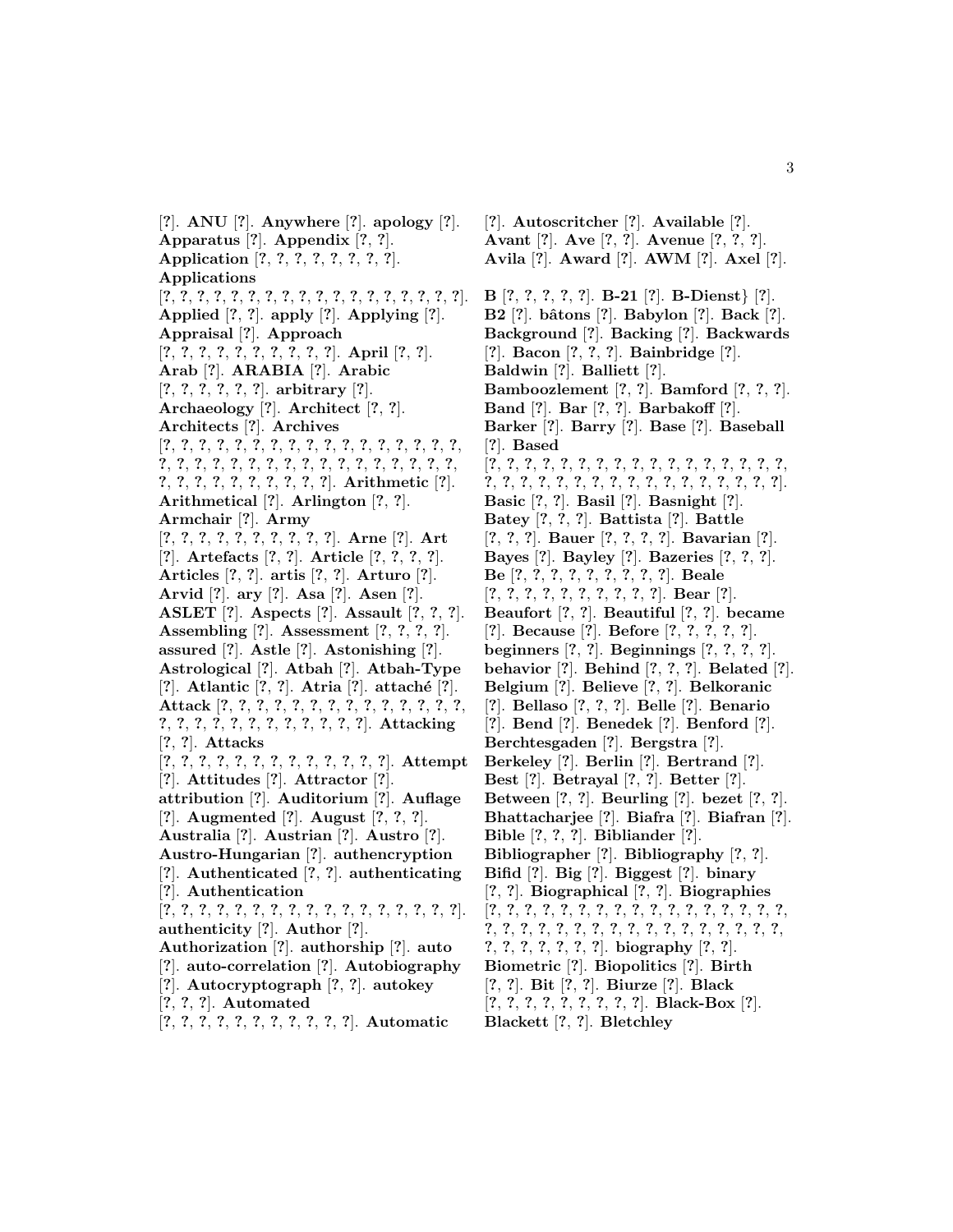[?]. **ANU** [?]. **Anywhere** [?]. **apology** [?]. **Apparatus** [?]. **Appendix** [?, ?]. **Application** [?, ?, ?, ?, ?, ?, ?, ?, ?]. **Applications** [?, ?, ?, ?, ?, ?, ?, ?, ?, ?, ?, ?, ?, ?, ?, ?, ?, ?, ?, ?]. **Applied** [?, ?]. **apply** [?]. **Applying** [?]. **Appraisal** [?]. **Approach** [?, ?, ?, ?, ?, ?, ?, ?, ?, ?, ?, ?]. **April** [?, ?]. **Arab** [?]. **ARABIA** [?]. **Arabic** [?, ?, ?, ?, ?, ?, ?]. **arbitrary** [?]. **Archaeology** [?]. **Architect** [?, ?]. **Architects** [?]. **Archives** [?, ?, ?, ?, ?, ?, ?, ?, ?, ?, ?, ?, ?, ?, ?, ?, ?, ?, ?, ?, ?, ?, ?, ?, ?, ?, ?, ?, ?, ?, ?, ?, ?, ?, ?, ?, ?, ?, ?, ?, ?, ?, ?, ?, ?, ?, ?, ?, ?, ?]. **Arithmetic** [?]. **Arithmetical** [?]. **Arlington** [?, ?]. **Armchair** [?]. **Army** [?, ?, ?, ?, ?, ?, ?, ?, ?, ?, ?, ?]. **Arne** [?]. **Art** [?]. **Artefacts** [?, ?]. **Article** [?, ?, ?, ?]. **Articles** [?, ?]. **artis** [?, ?]. **Arturo** [?]. **Arvid** [?]. **ary** [?]. **Asa** [?]. **Asen** [?]. **ASLET** [?]. **Aspects** [?]. **Assault** [?, ?, ?]. **Assembling** [?]. **Assessment** [?, ?, ?, ?]. **assured** [?]. **Astle** [?]. **Astonishing** [?]. **Astrological** [?]. **Atbah** [?]. **Atbah-Type** [?]. **Atlantic** [?, ?]. **Atria** [?]. **attaché** [?]. **Attack** [?, ?, ?, ?, ?, ?, ?, ?, ?, ?, ?, ?, ?, ?, ?, ?, ?, ?, ?, ?, ?, ?, ?, ?, ?, ?, ?, ?, ?]. **Attacking** [?, ?]. **Attacks** [?, ?, ?, ?, ?, ?, ?, ?, ?, ?, ?, ?, ?, ?, ?]. **Attempt** [?]. **Attitudes** [?]. **Attractor** [?]. **attribution** [?]. **Auditorium** [?]. **Auflage** [?]. **Augmented** [?]. **August** [?, ?, ?]. **Australia** [?]. **Austrian** [?]. **Austro** [?]. **Austro-Hungarian** [?]. **authencryption** [?]. **Authenticated** [?, ?]. **authenticating** [?]. **Authentication** [?, ?, ?, ?, ?, ?, ?, ?, ?, ?, ?, ?, ?, ?, ?, ?, ?, ?, ?, ?]. **authenticity** [?]. **Author** [?]. **Authorization** [?]. **authorship** [?]. **auto** [?]. **auto-correlation** [?]. **Autobiography** [?]. **Autocryptograph** [?, ?]. **autokey** [?, ?, ?]. **Automated** [?, ?, ?, ?, ?, ?, ?, ?, ?, ?, ?, ?, ?]. **Automatic** [?]. **Autoscritcher** [?]. **Available** [?]. **Avant** [?]. **Ave** [?, ?]. **Avenue** [?, ?, ?]. **Avila** [?]. **Award** [?]. **AWM** [?]. **Axel** [?].

**B** [?, ?, ?, ?, ?]. **B-21** [?]. **B-Dienst}** [?]. **B2** [?]. **bâtons** [?]. **Babylon** [?]. **Back** [?]. **Background** [?]. **Backing** [?]. **Backwards** [?]. **Bacon** [?, ?, ?]. **Bainbridge** [?]. **Baldwin** [?]. **Balliett** [?]. **Bamboozlement** [?, ?]. **Bamford** [?, ?, ?]. **Band** [?]. **Bar** [?, ?]. **Barbakoff** [?]. **Barker** [?]. **Barry** [?]. **Base** [?]. **Baseball** [?]. **Based** [?, ?, ?, ?, ?, ?, ?, ?, ?, ?, ?, ?, ?, ?, ?, ?, ?, ?, ?, ?, ?, ?, ?, ?, ?, ?, ?, ?, ?, ?, ?, ?, ?, ?, ?, ?, ?, ?]. **Basic** [?, ?]. **Basil** [?]. **Basnight** [?]. **Batey** [?, ?, ?]. **Battista** [?]. **Battle** [?, ?, ?]. **Bauer** [?, ?, ?, ?]. **Bavarian** [?]. **Bayes** [?]. **Bayley** [?]. **Bazeries** [?, ?, ?]. **Be** [?, ?, ?, ?, ?, ?, ?, ?, ?, ?]. **Beale** [?, ?, ?, ?, ?, ?, ?, ?, ?, ?, ?]. **Bear** [?]. **Beaufort** [?, ?]. **Beautiful** [?, ?]. **became** [?]. **Because** [?]. **Before** [?, ?, ?, ?, ?]. **beginners** [?, ?]. **Beginnings** [?, ?, ?, ?]. **behavior** [?]. **Behind** [?, ?, ?]. **Belated** [?]. **Belgium** [?]. **Believe** [?, ?]. **Belkoranic** [?]. **Bellaso** [?, ?, ?]. **Belle** [?]. **Benario** [?]. **Bend** [?]. **Benedek** [?]. **Benford** [?]. **Berchtesgaden** [?]. **Bergstra** [?]. **Berkeley** [?]. **Berlin** [?]. **Bertrand** [?]. **Best** [?]. **Betrayal** [?, ?]. **Better** [?]. **Between** [?, ?]. **Beurling** [?]. **bezet** [?, ?]. **Bhattacharjee** [?]. **Biafra** [?]. **Biafran** [?]. **Bible** [?, ?, ?]. **Bibliander** [?]. **Bibliographer** [?]. **Bibliography** [?, ?]. **Bifid** [?]. **Big** [?]. **Biggest** [?]. **binary** [?, ?]. **Biographical** [?, ?]. **Biographies** [?, ?, ?, ?, ?, ?, ?, ?, ?, ?, ?, ?, ?, ?, ?, ?, ?, ?, ?, ?, ?, ?, ?, ?, ?, ?, ?, ?, ?, ?, ?, ?, ?, ?, ?, ?, ?, ?, ?, ?, ?, ?, ?, ?, ?]. **biography** [?, ?]. **Biometric** [?]. **Biopolitics** [?]. **Birth** [?, ?]. **Bit** [?, ?]. **Biurze** [?]. **Black** [?, ?, ?, ?, ?, ?, ?, ?, ?, ?]. **Black-Box** [?]. **Blackett** [?, ?]. **Bletchley**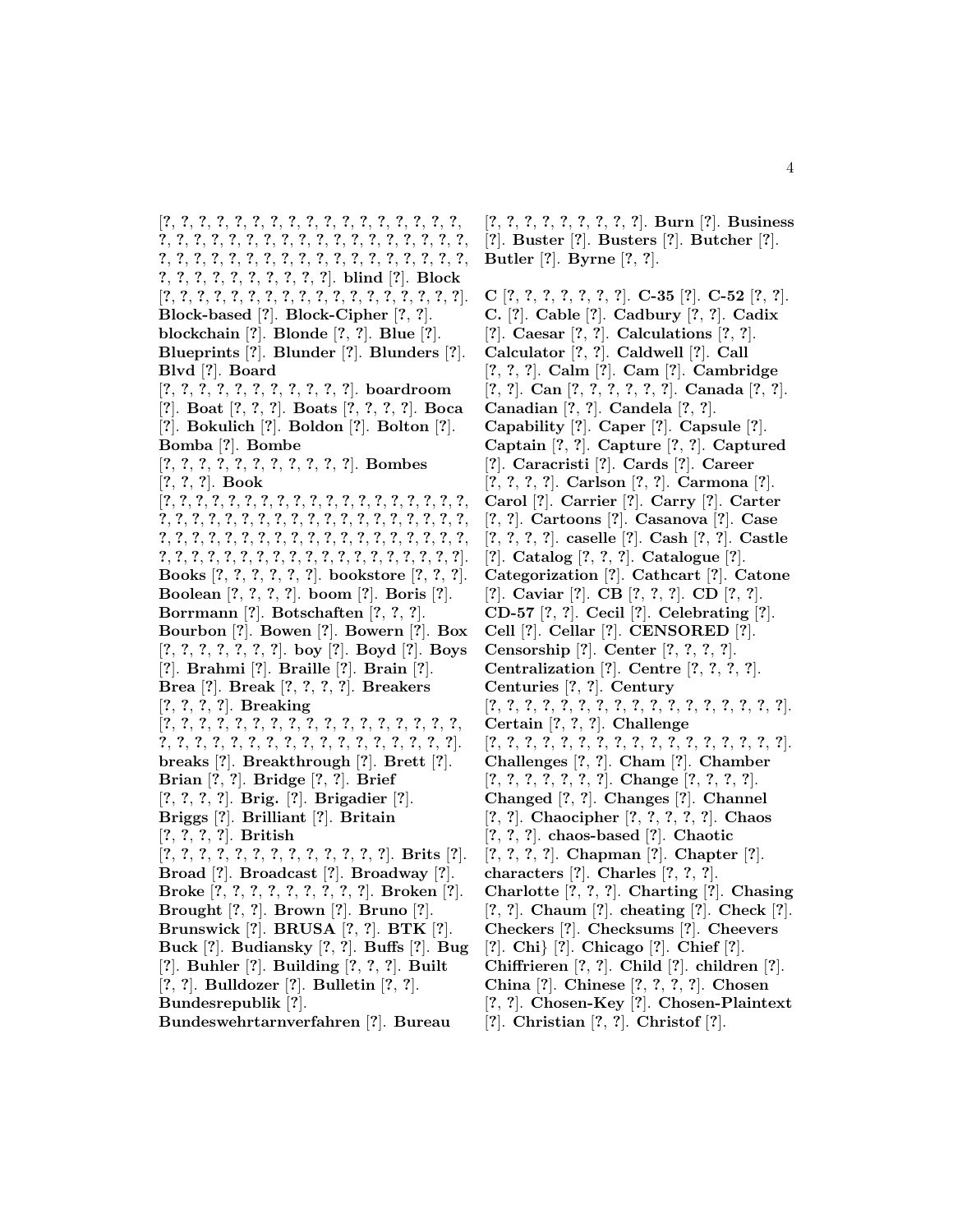[?, ?, ?, ?, ?, ?, ?, ?, ?, ?, ?, ?, ?, ?, ?, ?, ?, ?, ?, ?, ?, ?, ?, ?, ?, ?, ?, ?, ?, ?, ?, ?, ?, ?, ?, ?, ?, ?, ?, ?, ?, ?, ?, ?, ?, ?, ?, ?, ?, ?, ?, ?, ?, ?, ?, ?, ?, ?, ?, ?, ?, ?, ?, ?, ?, ?, ?, ?, ?, ?, ?, ?, ?, ?]. **blind** [?]. **Block** [?, ?, ?, ?, ?, ?, ?, ?, ?, ?, ?, ?, ?, ?, ?, ?, ?, ?, ?]. **Block-based** [?]. **Block-Cipher** [?, ?]. **blockchain** [?]. **Blonde** [?, ?]. **Blue** [?]. **Blueprints** [?]. **Blunder** [?]. **Blunders** [?]. **Blvd** [?]. **Board** [?, ?, ?, ?, ?, ?, ?, ?, ?, ?, ?, ?]. **boardroom** [?]. **Boat** [?, ?, ?]. **Boats** [?, ?, ?, ?]. **Boca** [?]. **Bokulich** [?]. **Boldon** [?]. **Bolton** [?]. **Bomba** [?]. **Bombe** [?, ?, ?, ?, ?, ?, ?, ?, ?, ?, ?, ?]. **Bombes** [?, ?, ?]. **Book** [?, ?, ?, ?, ?, ?, ?, ?, ?, ?, ?, ?, ?, ?, ?, ?, ?, ?, ?, ?, ?, ?, ?, ?, ?, ?, ?, ?, ?, ?, ?, ?, ?, ?, ?, ?, ?, ?, ?, ?, ?, ?, ?, ?, ?, ?, ?, ?, ?, ?, ?, ?, ?, ?, ?, ?, ?, ?, ?, ?, ?, ?, ?, ?, ?, ?, ?, ?, ?, ?, ?, ?, ?, ?, ?, ?, ?, ?, ?, ?, ?, ?, ?, ?]. **Books** [?, ?, ?, ?, ?, ?]. **bookstore** [?, ?, ?]. **Boolean** [?, ?, ?, ?]. **boom** [?]. **Boris** [?]. **Borrmann** [?]. **Botschaften** [?, ?, ?]. **Bourbon** [?]. **Bowen** [?]. **Bowern** [?]. **Box** [?, ?, ?, ?, ?, ?, ?, ?]. **boy** [?]. **Boyd** [?]. **Boys** [?]. **Brahmi** [?]. **Braille** [?]. **Brain** [?]. **Brea** [?]. **Break** [?, ?, ?, ?]. **Breakers** [?, ?, ?, ?]. **Breaking** [?, ?, ?, ?, ?, ?, ?, ?, ?, ?, ?, ?, ?, ?, ?, ?, ?, ?, ?, ?, ?, ?, ?, ?, ?, ?, ?, ?, ?, ?, ?, ?, ?, ?, ?, ?, ?, ?, ?, ?]. **breaks** [?]. **Breakthrough** [?]. **Brett** [?]. **Brian** [?, ?]. **Bridge** [?, ?]. **Brief** [?, ?, ?, ?]. **Brig.** [?]. **Brigadier** [?]. **Briggs** [?]. **Brilliant** [?]. **Britain** [?, ?, ?, ?]. **British** [?, ?, ?, ?, ?, ?, ?, ?, ?, ?, ?, ?, ?, ?, ?]. **Brits** [?]. **Broad** [?]. **Broadcast** [?]. **Broadway** [?]. **Broke** [?, ?, ?, ?, ?, ?, ?, ?, ?, ?]. **Broken** [?]. **Brought** [?, ?]. **Brown** [?]. **Bruno** [?]. **Brunswick** [?]. **BRUSA** [?, ?]. **BTK** [?]. **Buck** [?]. **Budiansky** [?, ?]. **Buffs** [?]. **Bug** [?]. **Buhler** [?]. **Building** [?, ?, ?]. **Built** [?, ?]. **Bulldozer** [?]. **Bulletin** [?, ?]. **Bundesrepublik** [?]. **Bundeswehrtarnverfahren** [?]. **Bureau** [?, ?, ?, ?, ?, ?, ?, ?, ?, ?]. **Burn** [?]. **Business** [?]. **Buster** [?]. **Busters** [?]. **Butcher** [?]. **Butler** [?]. **Byrne** [?, ?].

**C** [?, ?, ?, ?, ?, ?, ?, ?]. **C-35** [?]. **C-52** [?, ?]. **C.** [?]. **Cable** [?]. **Cadbury** [?, ?]. **Cadix** [?]. **Caesar** [?, ?]. **Calculations** [?, ?]. **Calculator** [?, ?]. **Caldwell** [?]. **Call** [?, ?, ?]. **Calm** [?]. **Cam** [?]. **Cambridge** [?, ?]. **Can** [?, ?, ?, ?, ?, ?]. **Canada** [?, ?]. **Canadian** [?, ?]. **Candela** [?, ?]. **Capability** [?]. **Caper** [?]. **Capsule** [?]. **Captain** [?, ?]. **Capture** [?, ?]. **Captured** [?]. **Caracristi** [?]. **Cards** [?]. **Career** [?, ?, ?, ?]. **Carlson** [?, ?]. **Carmona** [?]. **Carol** [?]. **Carrier** [?]. **Carry** [?]. **Carter** [?, ?]. **Cartoons** [?]. **Casanova** [?]. **Case** [?, ?, ?, ?]. **caselle** [?]. **Cash** [?, ?]. **Castle** [?]. **Catalog** [?, ?, ?]. **Catalogue** [?]. **Categorization** [?]. **Cathcart** [?]. **Catone** [?]. **Caviar** [?]. **CB** [?, ?, ?]. **CD** [?, ?]. **CD-57** [?, ?]. **Cecil** [?]. **Celebrating** [?]. **Cell** [?]. **Cellar** [?]. **CENSORED** [?]. **Censorship** [?]. **Center** [?, ?, ?, ?]. **Centralization** [?]. **Centre** [?, ?, ?, ?]. **Centuries** [?, ?]. **Century** [?, ?, ?, ?, ?, ?, ?, ?, ?, ?, ?, ?, ?, ?, ?, ?, ?, ?, ?]. **Certain** [?, ?, ?]. **Challenge** [?, ?, ?, ?, ?, ?, ?, ?, ?, ?, ?, ?, ?, ?, ?, ?, ?, ?, ?]. **Challenges** [?, ?]. **Cham** [?]. **Chamber** [?, ?, ?, ?, ?, ?, ?]. **Change** [?, ?, ?, ?]. **Changed** [?, ?]. **Changes** [?]. **Channel** [?, ?]. **Chaocipher** [?, ?, ?, ?, ?]. **Chaos** [?, ?, ?]. **chaos-based** [?]. **Chaotic** [?, ?, ?, ?]. **Chapman** [?]. **Chapter** [?]. **characters** [?]. **Charles** [?, ?, ?]. **Charlotte** [?, ?, ?]. **Charting** [?]. **Chasing** [?, ?]. **Chaum** [?]. **cheating** [?]. **Check** [?]. **Checkers** [?]. **Checksums** [?]. **Cheevers** [?]. **Chi}** [?]. **Chicago** [?]. **Chief** [?]. **Chiffrieren** [?, ?]. **Child** [?]. **children** [?]. **China** [?]. **Chinese** [?, ?, ?, ?]. **Chosen** [?, ?]. **Chosen-Key** [?]. **Chosen-Plaintext** [?]. **Christian** [?, ?]. **Christof** [?].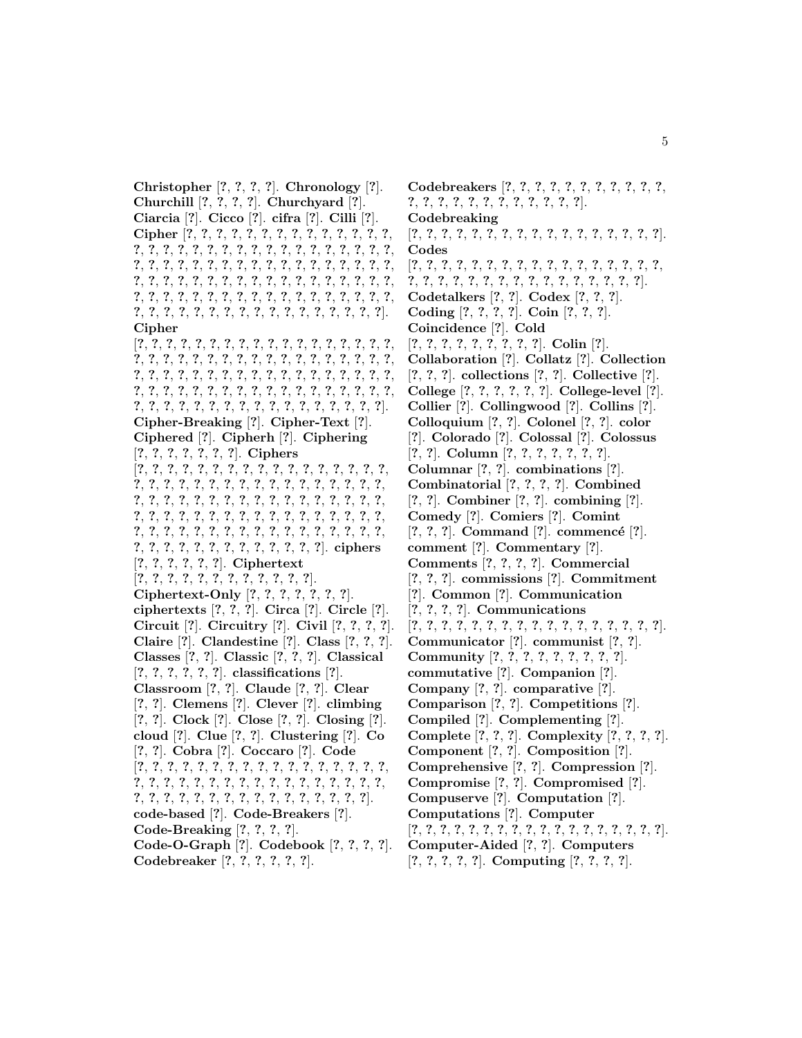**Christopher** [?, ?, ?, ?]. **Chronology** [?]. **Churchill** [?, ?, ?, ?]. **Churchyard** [?]. **Ciarcia** [?]. **Cicco** [?]. **cifra** [?]. **Cilli** [?]. **Cipher** [?, ?, ?, ?, ?, ?, ?, ?, ?, ?, ?, ?, ?, ?, ?, ?, ?, ?, ?, ?, ?, ?, ?, ?, ?, ?, ?, ?, ?, ?, ?, ?, ?, ?, ?, ?, ?, ?, ?, ?, ?, ?, ?, ?, ?, ?, ?, ?, ?, ?, ?, ?, ?, ?, ?, ?, ?, ?, ?, ?, ?, ?, ?, ?, ?, ?, ?, ?, ?, ?, ?, ?, ?, ?, ?, ?, ?, ?, ?, ?, ?, ?, ?, ?, ?, ?, ?, ?, ?, ?, ?, ?, ?, ?, ?, ?, ?, ?, ?, ?, ?, ?, ?, ?, ?, ?, ?, ?, ?, ?, ?, ?, ?, ?, ?, ?, ?, ?, ?, ?, ?, ?, ?, ?, ?, ?, ?]. **Cipher** [?, ?, ?, ?, ?, ?, ?, ?, ?, ?, ?, ?, ?, ?, ?, ?, ?, ?, ?, ?, ?, ?, ?, ?, ?, ?, ?, ?, ?, ?, ?, ?, ?, ?, ?, ?, ?, ?, ?, ?, ?, ?, ?, ?, ?, ?, ?, ?, ?, ?, ?, ?, ?, ?, ?, ?, ?, ?, ?, ?, ?, ?, ?, ?, ?, ?, ?, ?, ?, ?, ?, ?, ?, ?, ?, ?, ?, ?, ?, ?, ?, ?, ?, ?, ?, ?, ?, ?, ?, ?, ?, ?, ?, ?, ?, ?, ?, ?, ?, ?, ?, ?, ?, ?]. **Cipher-Breaking** [?]. **Cipher-Text** [?]. **Ciphered** [?]. **Cipherh** [?]. **Ciphering** [?, ?, ?, ?, ?, ?, ?]. **Ciphers** [?, ?, ?, ?, ?, ?, ?, ?, ?, ?, ?, ?, ?, ?, ?, ?, ?, ?, ?, ?, ?, ?, ?, ?, ?, ?, ?, ?, ?, ?, ?, ?, ?, ?, ?, ?, ?, ?, ?, ?, ?, ?, ?, ?, ?, ?, ?, ?, ?, ?, ?, ?, ?, ?, ?, ?, ?, ?, ?, ?, ?, ?, ?, ?, ?, ?, ?, ?, ?, ?, ?, ?, ?, ?, ?, ?, ?, ?, ?, ?, ?, ?, ?, ?, ?, ?, ?, ?, ?, ?, ?, ?, ?, ?, ?, ?, ?, ?, ?, ?, ?, ?, ?, ?, ?, ?, ?, ?, ?, ?, ?, ?, ?, ?, ?]. **ciphers** [?, ?, ?, ?, ?, ?]. **Ciphertext** [?, ?, ?, ?, ?, ?, ?, ?, ?, ?, ?, ?]. **Ciphertext-Only** [?, ?, ?, ?, ?, ?, ?]. **ciphertexts** [?, ?, ?]. **Circa** [?]. **Circle** [?]. **Circuit** [?]. **Circuitry** [?]. **Civil** [?, ?, ?, ?]. **Claire** [?]. **Clandestine** [?]. **Class** [?, ?, ?]. **Classes** [?, ?]. **Classic** [?, ?, ?]. **Classical** [?, ?, ?, ?, ?, ?]. **classifications** [?]. **Classroom** [?, ?]. **Claude** [?, ?]. **Clear** [?, ?]. **Clemens** [?]. **Clever** [?]. **climbing** [?, ?]. **Clock** [?]. **Close** [?, ?]. **Closing** [?]. **cloud** [?]. **Clue** [?, ?]. **Clustering** [?]. **Co** [?, ?]. **Cobra** [?]. **Coccaro** [?]. **Code** [?, ?, ?, ?, ?, ?, ?, ?, ?, ?, ?, ?, ?, ?, ?, ?, ?, ?, ?, ?, ?, ?, ?, ?, ?, ?, ?, ?, ?, ?, ?, ?, ?, ?, ?, ?, ?, ?, ?, ?, ?, ?, ?, ?, ?, ?, ?, ?, ?, ?, ?, ?, ?, ?, ?, ?, ?, ?, ?, ?]. **code-based** [?]. **Code-Breakers** [?]. **Code-Breaking** [?, ?, ?, ?]. **Code-O-Graph** [?]. **Codebook** [?, ?, ?, ?]. **Codebreaker** [?, ?, ?, ?, ?, ?].

**Codebreakers** [?, ?, ?, ?, ?, ?, ?, ?, ?, ?, ?, ?, ?, ?, ?, ?, ?, ?, ?, ?, ?, ?, ?, ?, ?]. **Codebreaking** [?, ?, ?, ?, ?, ?, ?, ?, ?, ?, ?, ?, ?, ?, ?, ?, ?, ?, ?]. **Codes** [?, ?, ?, ?, ?, ?, ?, ?, ?, ?, ?, ?, ?, ?, ?, ?, ?, ?, ?, ?, ?, ?, ?, ?, ?, ?, ?, ?, ?, ?, ?, ?, ?, ?, ?, ?, ?]. **Codetalkers** [?, ?]. **Codex** [?, ?, ?]. **Coding** [?, ?, ?, ?]. **Coin** [?, ?, ?]. **Coincidence** [?]. **Cold** [?, ?, ?, ?, ?, ?, ?, ?, ?, ?]. **Colin** [?]. **Collaboration** [?]. **Collatz** [?]. **Collection** [?, ?, ?]. **collections** [?, ?]. **Collective** [?]. **College** [?, ?, ?, ?, ?, ?]. **College-level** [?]. **Collier** [?]. **Collingwood** [?]. **Collins** [?]. **Colloquium** [?, ?]. **Colonel** [?, ?]. **color** [?]. **Colorado** [?]. **Colossal** [?]. **Colossus** [?, ?]. **Column** [?, ?, ?, ?, ?, ?, ?]. **Columnar** [?, ?]. **combinations** [?]. **Combinatorial** [?, ?, ?, ?]. **Combined** [?, ?]. **Combiner** [?, ?]. **combining** [?]. **Comedy** [?]. **Comiers** [?]. **Comint** [?, ?, ?]. **Command** [?]. **commencé** [?]. **comment** [?]. **Commentary** [?]. **Comments** [?, ?, ?, ?]. **Commercial** [?, ?, ?]. **commissions** [?]. **Commitment** [?]. **Common** [?]. **Communication** [?, ?, ?, ?]. **Communications** [?, ?, ?, ?, ?, ?, ?, ?, ?, ?, ?, ?, ?, ?, ?, ?, ?, ?]. **Communicator** [?]. **communist** [?, ?]. **Community** [?, ?, ?, ?, ?, ?, ?, ?, ?]. **commutative** [?]. **Companion** [?]. **Company** [?, ?]. **comparative** [?]. **Comparison** [?, ?]. **Competitions** [?]. **Compiled** [?]. **Complementing** [?]. **Complete** [?, ?, ?]. **Complexity** [?, ?, ?, ?]. **Component** [?, ?]. **Composition** [?]. **Comprehensive** [?, ?]. **Compression** [?]. **Compromise** [?, ?]. **Compromised** [?]. **Compuserve** [?]. **Computation** [?]. **Computations** [?]. **Computer** [?, ?, ?, ?, ?, ?, ?, ?, ?, ?, ?, ?, ?, ?, ?, ?, ?, ?, ?]. **Computer-Aided** [?, ?]. **Computers** [?, ?, ?, ?, ?]. **Computing** [?, ?, ?, ?].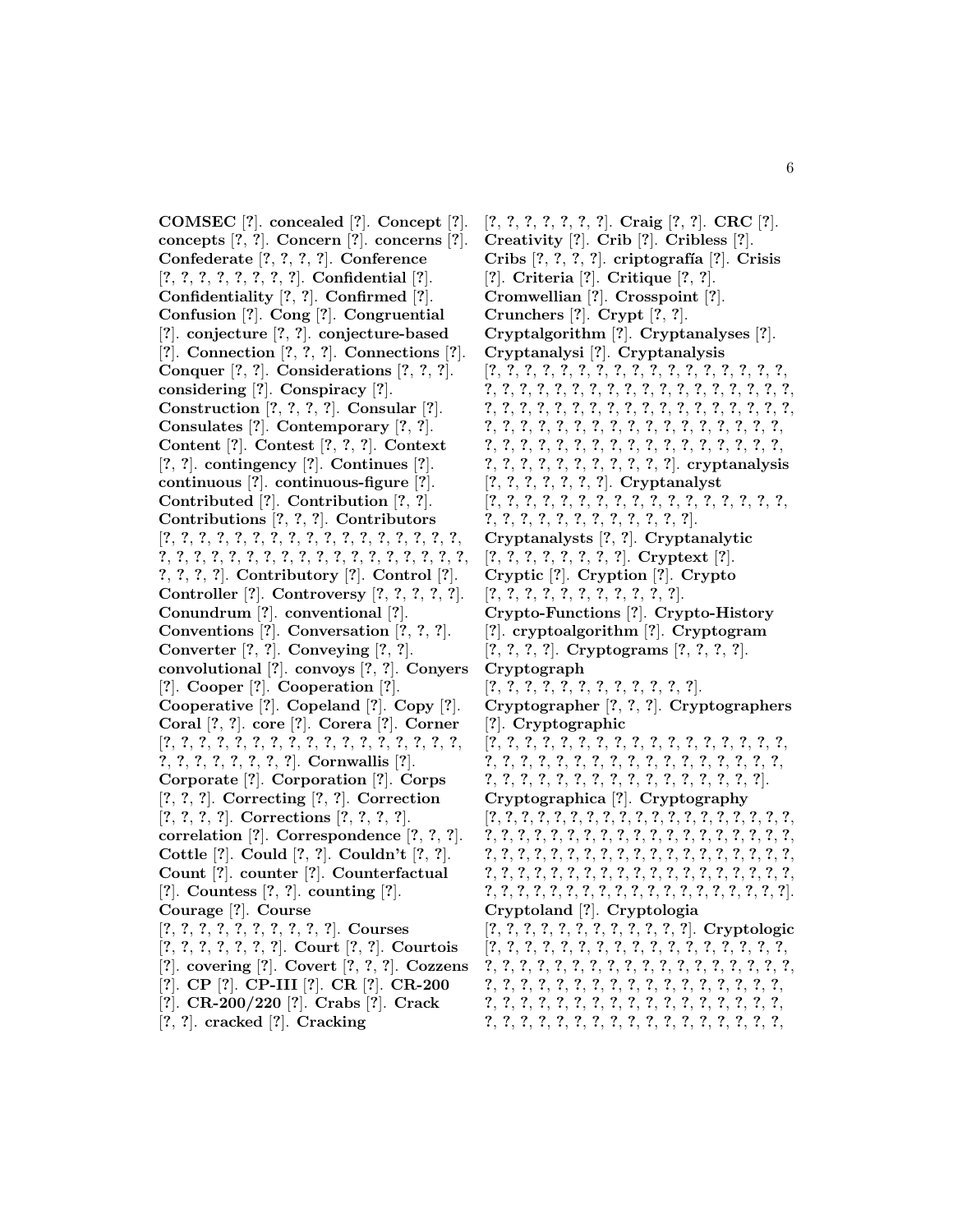**COMSEC** [?]. **concealed** [?]. **Concept** [?]. **concepts** [?, ?]. **Concern** [?]. **concerns** [?]. **Confederate** [?, ?, ?, ?]. **Conference** [?, ?, ?, ?, ?, ?, ?, ?]. **Confidential** [?]. **Confidentiality** [?, ?]. **Confirmed** [?]. **Confusion** [?]. **Cong** [?]. **Congruential** [?]. **conjecture** [?, ?]. **conjecture-based** [?]. **Connection** [?, ?, ?]. **Connections** [?]. **Conquer** [?, ?]. **Considerations** [?, ?, ?]. **considering** [?]. **Conspiracy** [?]. **Construction** [?, ?, ?, ?]. **Consular** [?]. **Consulates** [?]. **Contemporary** [?, ?]. **Content** [?]. **Contest** [?, ?, ?]. **Context** [?, ?]. **contingency** [?]. **Continues** [?]. **continuous** [?]. **continuous-figure** [?]. **Contributed** [?]. **Contribution** [?, ?]. **Contributions** [?, ?, ?]. **Contributors** [?, ?, ?, ?, ?, ?, ?, ?, ?, ?, ?, ?, ?, ?, ?, ?, ?, ?, ?, ?, ?, ?, ?, ?, ?, ?, ?, ?, ?, ?, ?, ?, ?, ?, ?, ?, ?, ?, ?, ?, ?, ?]. **Contributory** [?]. **Control** [?]. **Controller** [?]. **Controversy** [?, ?, ?, ?, ?]. **Conundrum** [?]. **conventional** [?]. **Conventions** [?]. **Conversation** [?, ?, ?]. **Converter** [?, ?]. **Conveying** [?, ?]. **convolutional** [?]. **convoys** [?, ?]. **Conyers** [?]. **Cooper** [?]. **Cooperation** [?]. **Cooperative** [?]. **Copeland** [?]. **Copy** [?]. **Coral** [?, ?]. **core** [?]. **Corera** [?]. **Corner** [?, ?, ?, ?, ?, ?, ?, ?, ?, ?, ?, ?, ?, ?, ?, ?, ?, ?, ?, ?, ?, ?, ?, ?, ?, ?, ?, ?]. **Cornwallis** [?]. **Corporate** [?]. **Corporation** [?]. **Corps** [?, ?, ?]. **Correcting** [?, ?]. **Correction** [?, ?, ?, ?]. **Corrections** [?, ?, ?, ?]. **correlation** [?]. **Correspondence** [?, ?, ?]. **Cottle** [?]. **Could** [?, ?]. **Couldn't** [?, ?]. **Count** [?]. **counter** [?]. **Counterfactual** [?]. **Countess** [?, ?]. **counting** [?]. **Courage** [?]. **Course** [?, ?, ?, ?, ?, ?, ?, ?, ?, ?, ?]. **Courses** [?, ?, ?, ?, ?, ?, ?, ?]. **Court** [?, ?]. **Courtois** [?]. **covering** [?]. **Covert** [?, ?, ?]. **Cozzens** [?]. **CP** [?]. **CP-III** [?]. **CR** [?]. **CR-200** [?]. **CR-200/220** [?]. **Crabs** [?]. **Crack** [?, ?]. **cracked** [?]. **Cracking** [?, ?, ?, ?, ?, ?, ?, ?]. **Craig** [?, ?]. **CRC** [?]. **Creativity** [?]. **Crib** [?]. **Cribless** [?]. **Cribs** [?, ?, ?, ?]. **criptografía** [?]. **Crisis** [?]. **Criteria** [?]. **Critique** [?, ?]. **Cromwellian** [?]. **Crosspoint** [?]. **Crunchers** [?]. **Crypt** [?, ?]. **Cryptalgorithm** [?]. **Cryptanalyses** [?]. **Cryptanalysi** [?]. **Cryptanalysis** [?, ?, ?, ?, ?, ?, ?, ?, ?, ?, ?, ?, ?, ?, ?, ?, ?, ?, ?, ?, ?, ?, ?, ?, ?, ?, ?, ?, ?, ?, ?, ?, ?, ?, ?, ?, ?, ?, ?, ?, ?, ?, ?, ?, ?, ?, ?, ?, ?, ?, ?, ?, ?, ?, ?, ?, ?, ?, ?, ?, ?, ?, ?, ?, ?, ?, ?, ?, ?, ?, ?, ?, ?, ?, ?, ?, ?, ?, ?, ?, ?, ?, ?, ?, ?, ?, ?, ?, ?, ?, ?, ?, ?, ?, ?, ?, ?, ?, ?, ?, ?, ?, ?, ?, ?, ?, ?]. **cryptanalysis** [?, ?, ?, ?, ?, ?, ?]. **Cryptanalyst** [?, ?, ?, ?, ?, ?, ?, ?, ?, ?, ?, ?, ?, ?, ?, ?, ?, ?, ?, ?, ?, ?, ?, ?, ?, ?, ?, ?, ?, ?, ?, ?, ?]. **Cryptanalysts** [?, ?]. **Cryptanalytic** [?, ?, ?, ?, ?, ?, ?, ?]. **Cryptext** [?]. **Cryptic** [?]. **Cryption** [?]. **Crypto** [?, ?, ?, ?, ?, ?, ?, ?, ?, ?, ?, ?]. **Crypto-Functions** [?]. **Crypto-History** [?]. **cryptoalgorithm** [?]. **Cryptogram** [?, ?, ?, ?]. **Cryptograms** [?, ?, ?, ?]. **Cryptograph** [?, ?, ?, ?, ?, ?, ?, ?, ?, ?, ?, ?, ?]. **Cryptographer** [?, ?, ?]. **Cryptographers** [?]. **Cryptographic** [?, ?, ?, ?, ?, ?, ?, ?, ?, ?, ?, ?, ?, ?, ?, ?, ?, ?, ?, ?, ?, ?, ?, ?, ?, ?, ?, ?, ?, ?, ?, ?, ?, ?, ?, ?, ?, ?, ?, ?, ?, ?, ?, ?, ?, ?, ?, ?, ?, ?, ?, ?, ?, ?, ?, ?, ?]. **Cryptographica** [?]. **Cryptography** [?, ?, ?, ?, ?, ?, ?, ?, ?, ?, ?, ?, ?, ?, ?, ?, ?, ?, ?, ?, ?, ?, ?, ?, ?, ?, ?, ?, ?, ?, ?, ?, ?, ?, ?, ?, ?, ?, ?, ?, ?, ?, ?, ?, ?, ?, ?, ?, ?, ?, ?, ?, ?, ?, ?, ?, ?, ?, ?, ?, ?, ?, ?, ?, ?, ?, ?, ?, ?, ?, ?, ?, ?, ?, ?, ?, ?, ?, ?, ?, ?, ?, ?, ?, ?, ?, ?, ?, ?, ?, ?, ?, ?, ?, ?, ?, ?, ?, ?, ?, ?, ?, ?, ?, ?]. **Cryptoland** [?]. **Cryptologia** [?, ?, ?, ?, ?, ?, ?, ?, ?, ?, ?, ?, ?]. **Cryptologic** [?, ?, ?, ?, ?, ?, ?, ?, ?, ?, ?, ?, ?, ?, ?, ?, ?, ?, ?, ?, ?, ?, ?, ?, ?, ?, ?, ?, ?, ?, ?, ?, ?, ?, ?, ?, ?, ?, ?, ?, ?, ?, ?, ?, ?, ?, ?, ?, ?, ?, ?, ?, ?, ?, ?, ?, ?, ?, ?, ?, ?, ?, ?, ?, ?, ?, ?, ?, ?, ?, ?, ?, ?, ?, ?, ?, ?, ?, ?, ?, ?, ?, ?, ?, ?, ?, ?, ?, ?, ?, ?, ?, ?, ?, ?, ?, ?, ?, ?, ?,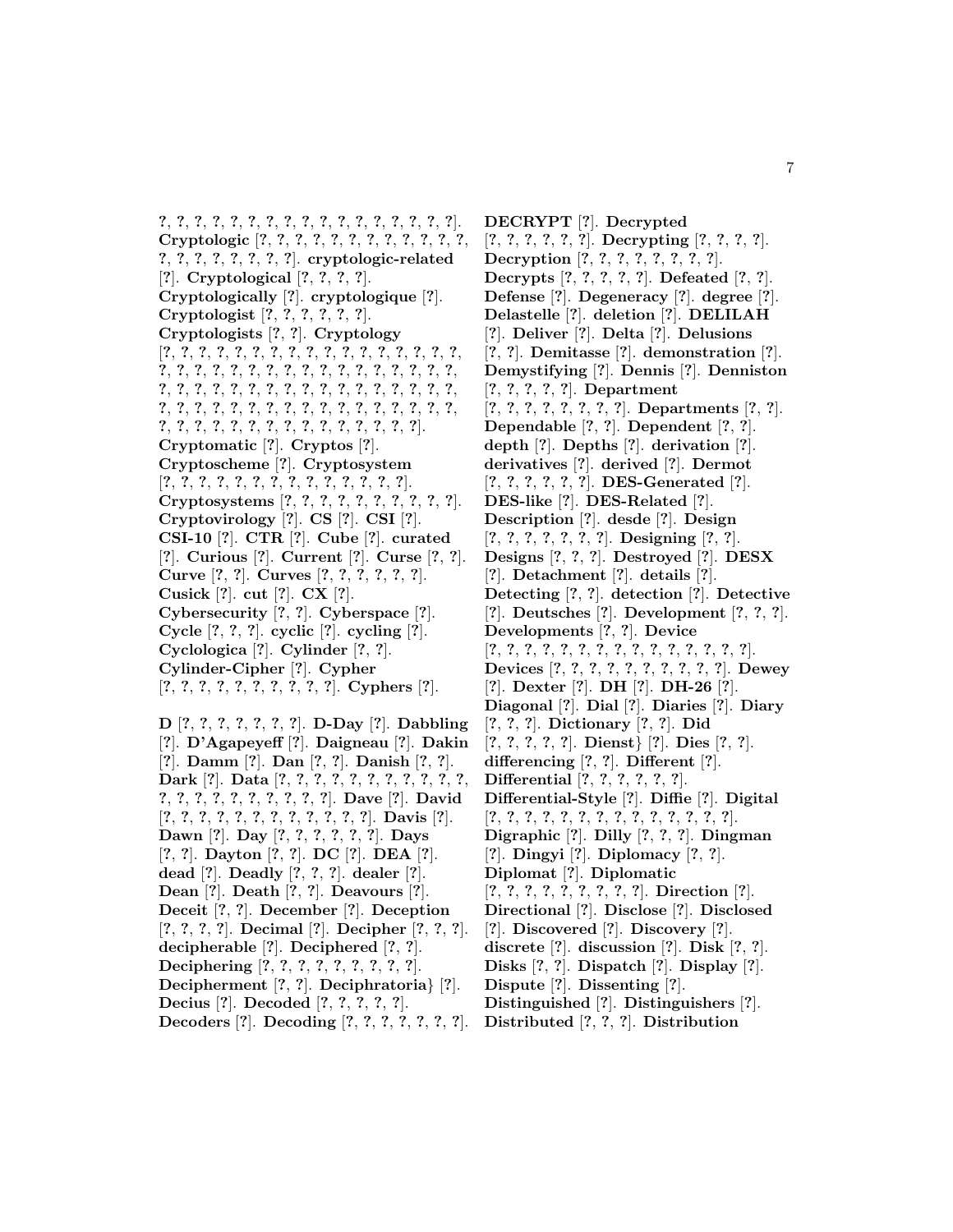?, ?, ?, ?, ?, ?, ?, ?, ?, ?, ?, ?, ?, ?, ?, ?, ?, ?]. **Cryptologic** [?, ?, ?, ?, ?, ?, ?, ?, ?, ?, ?, ?, ?, ?, ?, ?, ?, ?, ?, ?, ?]. **cryptologic-related** [?]. **Cryptological** [?, ?, ?, ?]. **Cryptologically** [?]. **cryptologique** [?]. **Cryptologist** [?, ?, ?, ?, ?, ?]. **Cryptologists** [?, ?]. **Cryptology** [?, ?, ?, ?, ?, ?, ?, ?, ?, ?, ?, ?, ?, ?, ?, ?, ?, ?, ?, ?, ?, ?, ?, ?, ?, ?, ?, ?, ?, ?, ?, ?, ?, ?, ?, ?, ?, ?, ?, ?, ?, ?, ?, ?, ?, ?, ?, ?, ?, ?, ?, ?, ?, ?, ?, ?, ?, ?, ?, ?, ?, ?, ?, ?, ?, ?, ?, ?, ?, ?, ?, ?, ?, ?, ?, ?, ?, ?, ?, ?, ?, ?, ?, ?, ?, ?, ?, ?, ?, ?, ?, ?, ?]. **Cryptomatic** [?]. **Cryptos** [?]. **Cryptoscheme** [?]. **Cryptosystem** [?, ?, ?, ?, ?, ?, ?, ?, ?, ?, ?, ?, ?, ?, ?]. **Cryptosystems** [?, ?, ?, ?, ?, ?, ?, ?, ?, ?, ?]. **Cryptovirology** [?]. **CS** [?]. **CSI** [?]. **CSI-10** [?]. **CTR** [?]. **Cube** [?]. **curated** [?]. **Curious** [?]. **Current** [?]. **Curse** [?, ?]. **Curve** [?, ?]. **Curves** [?, ?, ?, ?, ?, ?]. **Cusick** [?]. **cut** [?]. **CX** [?]. **Cybersecurity** [?, ?]. **Cyberspace** [?]. **Cycle** [?, ?, ?]. **cyclic** [?]. **cycling** [?]. **Cyclologica** [?]. **Cylinder** [?, ?]. **Cylinder-Cipher** [?]. **Cypher** [?, ?, ?, ?, ?, ?, ?, ?, ?, ?, ?]. **Cyphers** [?].

**D** [?, ?, ?, ?, ?, ?, ?, ?]. **D-Day** [?]. **Dabbling** [?]. **D'Agapeyeff** [?]. **Daigneau** [?]. **Dakin** [?]. **Damm** [?]. **Dan** [?, ?]. **Danish** [?, ?]. **Dark** [?]. **Data** [?, ?, ?, ?, ?, ?, ?, ?, ?, ?, ?, ?, ?, ?, ?, ?, ?, ?, ?, ?, ?, ?, ?, ?]. **Dave** [?]. **David** [?, ?, ?, ?, ?, ?, ?, ?, ?, ?, ?, ?, ?, ?]. **Davis** [?]. **Dawn** [?]. **Day** [?, ?, ?, ?, ?, ?, ?]. **Days** [?, ?]. **Dayton** [?, ?]. **DC** [?]. **DEA** [?]. **dead** [?]. **Deadly** [?, ?, ?]. **dealer** [?]. **Dean** [?]. **Death** [?, ?]. **Deavours** [?]. **Deceit** [?, ?]. **December** [?]. **Deception** [?, ?, ?, ?]. **Decimal** [?]. **Decipher** [?, ?, ?]. **decipherable** [?]. **Deciphered** [?, ?]. **Deciphering** [?, ?, ?, ?, ?, ?, ?, ?, ?, ?]. **Decipherment** [?, ?]. **Deciphratoria}** [?]. **Decius** [?]. **Decoded** [?, ?, ?, ?, ?]. **Decoders** [?]. **Decoding** [?, ?, ?, ?, ?, ?, ?, ?]. **DECRYPT** [?]. **Decrypted** [?, ?, ?, ?, ?, ?, ?]. **Decrypting** [?, ?, ?, ?]. **Decryption** [?, ?, ?, ?, ?, ?, ?, ?]. **Decrypts** [?, ?, ?, ?, ?]. **Defeated** [?, ?]. **Defense** [?]. **Degeneracy** [?]. **degree** [?]. **Delastelle** [?]. **deletion** [?]. **DELILAH** [?]. **Deliver** [?]. **Delta** [?]. **Delusions** [?, ?]. **Demitasse** [?]. **demonstration** [?]. **Demystifying** [?]. **Dennis** [?]. **Denniston** [?, ?, ?, ?, ?]. **Department** [?, ?, ?, ?, ?, ?, ?, ?, ?]. **Departments** [?, ?]. **Dependable** [?, ?]. **Dependent** [?, ?]. **depth** [?]. **Depths** [?]. **derivation** [?]. **derivatives** [?]. **derived** [?]. **Dermot** [?, ?, ?, ?, ?, ?]. **DES-Generated** [?]. **DES-like** [?]. **DES-Related** [?]. **Description** [?]. **desde** [?]. **Design** [?, ?, ?, ?, ?, ?, ?, ?]. **Designing** [?, ?]. **Designs** [?, ?, ?]. **Destroyed** [?]. **DESX** [?]. **Detachment** [?]. **details** [?]. **Detecting** [?, ?]. **detection** [?]. **Detective** [?]. **Deutsches** [?]. **Development** [?, ?, ?]. **Developments** [?, ?]. **Device** [?, ?, ?, ?, ?, ?, ?, ?, ?, ?, ?, ?, ?, ?, ?, ?]. **Devices** [?, ?, ?, ?, ?, ?, ?, ?, ?, ?, ?]. **Dewey** [?]. **Dexter** [?]. **DH** [?]. **DH-26** [?]. **Diagonal** [?]. **Dial** [?]. **Diaries** [?]. **Diary** [?, ?, ?]. **Dictionary** [?, ?]. **Did** [?, ?, ?, ?, ?]. **Dienst}** [?]. **Dies** [?, ?]. **differencing** [?, ?]. **Different** [?]. **Differential** [?, ?, ?, ?, ?, ?]. **Differential-Style** [?]. **Diffie** [?]. **Digital** [?, ?, ?, ?, ?, ?, ?, ?, ?, ?, ?, ?, ?, ?, ?]. **Digraphic** [?]. **Dilly** [?, ?, ?]. **Dingman** [?]. **Dingyi** [?]. **Diplomacy** [?, ?]. **Diplomat** [?]. **Diplomatic** [?, ?, ?, ?, ?, ?, ?, ?, ?, ?]. **Direction** [?]. **Directional** [?]. **Disclose** [?]. **Disclosed** [?]. **Discovered** [?]. **Discovery** [?]. **discrete** [?]. **discussion** [?]. **Disk** [?, ?]. **Disks** [?, ?]. **Dispatch** [?]. **Display** [?]. **Dispute** [?]. **Dissenting** [?]. **Distinguished** [?]. **Distinguishers** [?]. **Distributed** [?, ?, ?]. **Distribution**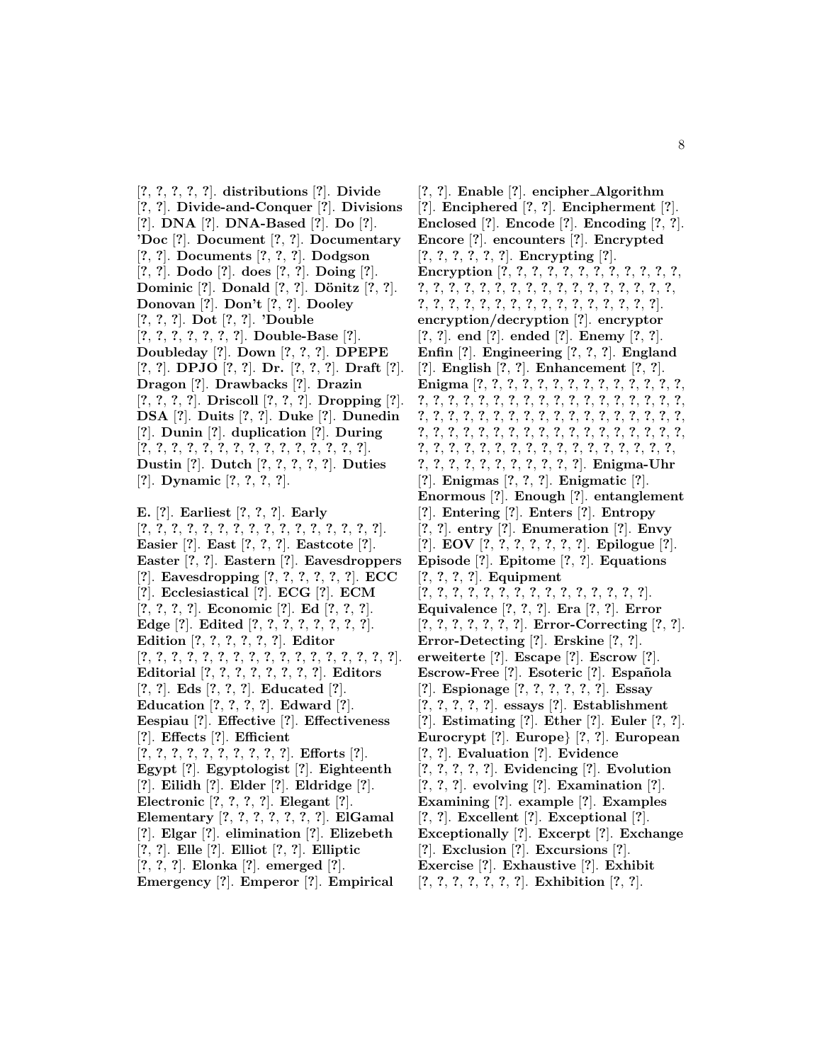[?, ?, ?, ?, ?]. **distributions** [?]. **Divide** [?, ?]. **Divide-and-Conquer** [?]. **Divisions** [?]. **DNA** [?]. **DNA-Based** [?]. **Do** [?]. **'Doc** [?]. **Document** [?, ?]. **Documentary** [?, ?]. **Documents** [?, ?, ?]. **Dodgson** [?, ?]. **Dodo** [?]. **does** [?, ?]. **Doing** [?]. **Dominic** [?]. **Donald** [?, ?]. **Dönitz** [?, ?]. **Donovan** [?]. **Don't** [?, ?]. **Dooley** [?, ?, ?]. **Dot** [?, ?]. **'Double** [?, ?, ?, ?, ?, ?, ?]. **Double-Base** [?]. **Doubleday** [?]. **Down** [?, ?, ?]. **DPEPE** [?, ?]. **DPJO** [?, ?]. **Dr.** [?, ?, ?]. **Draft** [?]. **Dragon** [?]. **Drawbacks** [?]. **Drazin** [?, ?, ?, ?]. **Driscoll** [?, ?, ?]. **Dropping** [?]. **DSA** [?]. **Duits** [?, ?]. **Duke** [?]. **Dunedin** [?]. **Dunin** [?]. **duplication** [?]. **During** [?, ?, ?, ?, ?, ?, ?, ?, ?, ?, ?, ?, ?, ?, ?, ?]. **Dustin** [?]. **Dutch** [?, ?, ?, ?, ?]. **Duties** [?]. **Dynamic** [?, ?, ?, ?].

**E.** [?]. **Earliest** [?, ?, ?]. **Early** [?, ?, ?, ?, ?, ?, ?, ?, ?, ?, ?, ?, ?, ?, ?, ?, ?, ?]. **Easier** [?]. **East** [?, ?, ?]. **Eastcote** [?]. **Easter** [?, ?]. **Eastern** [?]. **Eavesdroppers** [?]. **Eavesdropping** [?, ?, ?, ?, ?, ?]. **ECC** [?]. **Ecclesiastical** [?]. **ECG** [?]. **ECM** [?, ?, ?, ?]. **Economic** [?]. **Ed** [?, ?, ?]. **Edge** [?]. **Edited** [?, ?, ?, ?, ?, ?, ?, ?]. **Edition** [?, ?, ?, ?, ?, ?, ?]. **Editor** [?, ?, ?, ?, ?, ?, ?, ?, ?, ?, ?, ?, ?, ?, ?, ?, ?, ?, ?]. **Editorial** [?, ?, ?, ?, ?, ?, ?, ?]. **Editors** [?, ?]. **Eds** [?, ?, ?]. **Educated** [?]. **Education** [?, ?, ?, ?]. **Edward** [?]. **Eespiau** [?]. **Effective** [?]. **Effectiveness** [?]. **Effects** [?]. **Efficient** [?, ?, ?, ?, ?, ?, ?, ?, ?, ?, ?]. **Efforts** [?]. **Egypt** [?]. **Egyptologist** [?]. **Eighteenth** [?]. **Eilidh** [?]. **Elder** [?]. **Eldridge** [?]. **Electronic** [?, ?, ?, ?]. **Elegant** [?]. **Elementary** [?, ?, ?, ?, ?, ?, ?]. **ElGamal** [?]. **Elgar** [?]. **elimination** [?]. **Elizebeth** [?, ?]. **Elle** [?]. **Elliot** [?, ?]. **Elliptic** [?, ?, ?]. **Elonka** [?]. **emerged** [?]. **Emergency** [?]. **Emperor** [?]. **Empirical** [?, ?]. **Enable** [?]. **encipher_Algorithm** [?]. **Enciphered** [?, ?]. **Encipherment** [?]. **Enclosed** [?]. **Encode** [?]. **Encoding** [?, ?]. **Encore** [?]. **encounters** [?]. **Encrypted** [?, ?, ?, ?, ?, ?]. **Encrypting** [?]. **Encryption** [?, ?, ?, ?, ?, ?, ?, ?, ?, ?, ?, ?, ?, ?, ?, ?, ?, ?, ?, ?, ?, ?, ?, ?, ?, ?, ?, ?, ?, ?, ?, ?, ?, ?, ?, ?, ?, ?, ?, ?, ?, ?, ?, ?, ?, ?, ?, ?, ?, ?, ?]. **encryption/decryption** [?]. **encryptor** [?, ?]. **end** [?]. **ended** [?]. **Enemy** [?, ?]. **Enfin** [?]. **Engineering** [?, ?, ?]. **England** [?]. **English** [?, ?]. **Enhancement** [?, ?]. **Enigma** [?, ?, ?, ?, ?, ?, ?, ?, ?, ?, ?, ?, ?, ?, ?, ?, ?, ?, ?, ?, ?, ?, ?, ?, ?, ?, ?, ?, ?, ?, ?, ?, ?, ?, ?, ?, ?, ?, ?, ?, ?, ?, ?, ?, ?, ?, ?, ?, ?, ?, ?, ?, ?, ?, ?, ?, ?, ?, ?, ?, ?, ?, ?, ?, ?, ?, ?, ?, ?, ?, ?, ?, ?, ?, ?, ?, ?, ?, ?, ?, ?, ?, ?, ?, ?, ?, ?, ?, ?, ?, ?, ?, ?, ?, ?, ?, ?, ?, ?, ?, ?, ?, ?, ?, ?, ?]. **Enigma-Uhr** [?]. **Enigmas** [?, ?, ?]. **Enigmatic** [?]. **Enormous** [?]. **Enough** [?]. **entanglement** [?]. **Entering** [?]. **Enters** [?]. **Entropy** [?, ?]. **entry** [?]. **Enumeration** [?]. **Envy** [?]. **EOV** [?, ?, ?, ?, ?, ?, ?]. **Epilogue** [?]. **Episode** [?]. **Epitome** [?, ?]. **Equations** [?, ?, ?, ?]. **Equipment** [?, ?, ?, ?, ?, ?, ?, ?, ?, ?, ?, ?, ?, ?, ?, ?]. **Equivalence** [?, ?, ?]. **Era** [?, ?]. **Error** [?, ?, ?, ?, ?, ?, ?, ?]. **Error-Correcting** [?, ?]. **Error-Detecting** [?]. **Erskine** [?, ?]. **erweiterte** [?]. **Escape** [?]. **Escrow** [?]. **Escrow-Free** [?]. **Esoteric** [?]. **Española** [?]. **Espionage** [?, ?, ?, ?, ?, ?]. **Essay** [?, ?, ?, ?, ?]. **essays** [?]. **Establishment** [?]. **Estimating** [?]. **Ether** [?]. **Euler** [?, ?]. **Eurocrypt** [?]. **Europe}** [?, ?]. **European** [?, ?]. **Evaluation** [?]. **Evidence** [?, ?, ?, ?, ?]. **Evidencing** [?]. **Evolution** [?, ?, ?]. **evolving** [?]. **Examination** [?]. **Examining** [?]. **example** [?]. **Examples** [?, ?]. **Excellent** [?]. **Exceptional** [?]. **Exceptionally** [?]. **Excerpt** [?]. **Exchange** [?]. **Exclusion** [?]. **Excursions** [?]. **Exercise** [?]. **Exhaustive** [?]. **Exhibit** [?, ?, ?, ?, ?, ?, ?, ?]. **Exhibition** [?, ?].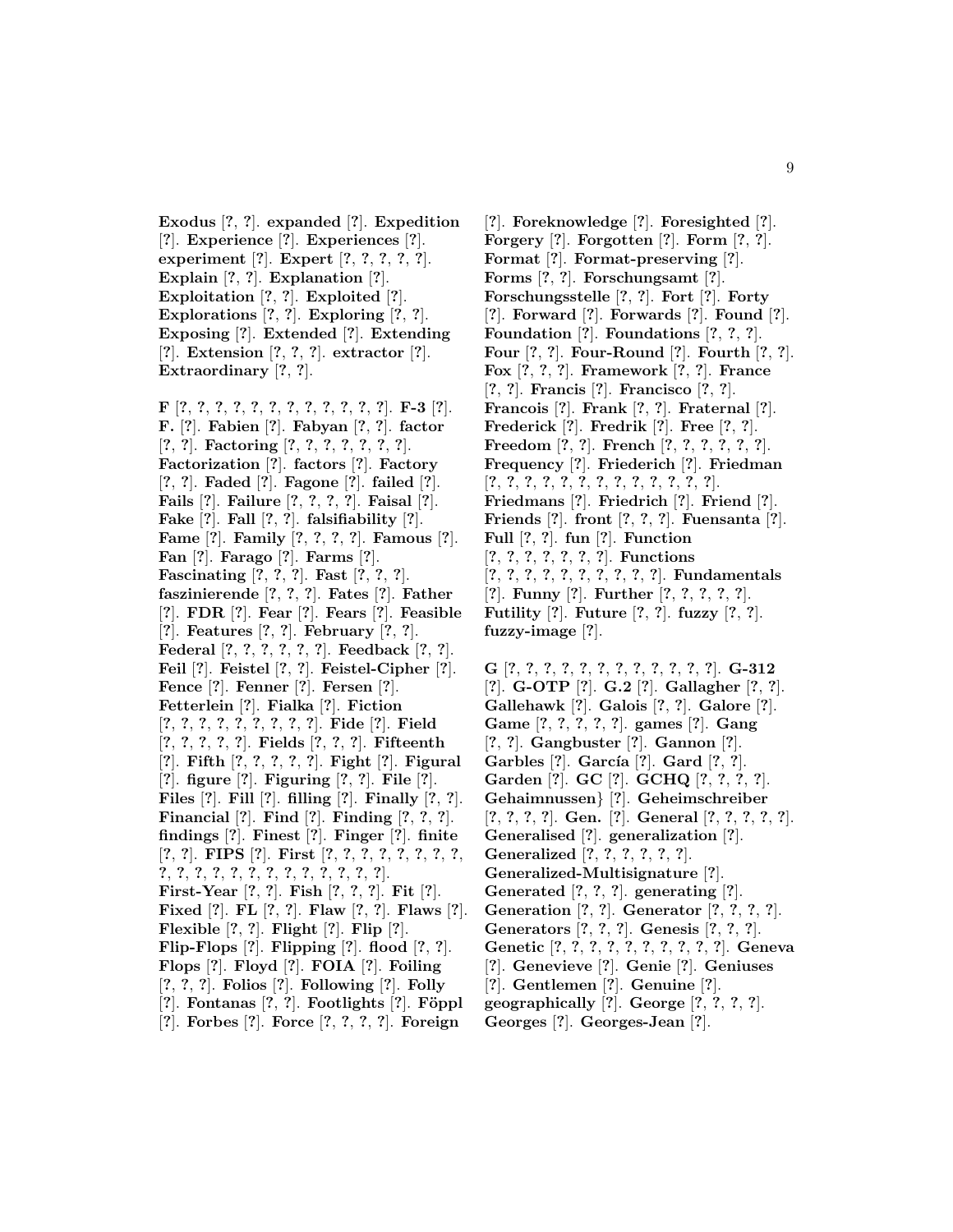**Exodus** [?, ?]. **expanded** [?]. **Expedition** [?]. **Experience** [?]. **Experiences** [?]. **experiment** [?]. **Expert** [?, ?, ?, ?, ?]. **Explain** [?, ?]. **Explanation** [?]. **Exploitation** [?, ?]. **Exploited** [?]. **Explorations** [?, ?]. **Exploring** [?, ?]. **Exposing** [?]. **Extended** [?]. **Extending** [?]. **Extension** [?, ?, ?]. **extractor** [?]. **Extraordinary** [?, ?].

**F** [?, ?, ?, ?, ?, ?, ?, ?, ?, ?, ?, ?, ?]. **F-3** [?]. **F.** [?]. **Fabien** [?]. **Fabyan** [?, ?]. **factor** [?, ?]. **Factoring** [?, ?, ?, ?, ?, ?, ?, ?]. **Factorization** [?]. **factors** [?]. **Factory** [?, ?]. **Faded** [?]. **Fagone** [?]. **failed** [?]. **Fails** [?]. **Failure** [?, ?, ?, ?]. **Faisal** [?]. **Fake** [?]. **Fall** [?, ?]. **falsifiability** [?]. **Fame** [?]. **Family** [?, ?, ?, ?]. **Famous** [?]. **Fan** [?]. **Farago** [?]. **Farms** [?]. **Fascinating** [?, ?, ?]. **Fast** [?, ?, ?]. **faszinierende** [?, ?, ?]. **Fates** [?]. **Father** [?]. **FDR** [?]. **Fear** [?]. **Fears** [?]. **Feasible** [?]. **Features** [?, ?]. **February** [?, ?]. **Federal** [?, ?, ?, ?, ?, ?]. **Feedback** [?, ?]. **Feil** [?]. **Feistel** [?, ?]. **Feistel-Cipher** [?]. **Fence** [?]. **Fenner** [?]. **Fersen** [?]. **Fetterlein** [?]. **Fialka** [?]. **Fiction** [?, ?, ?, ?, ?, ?, ?, ?, ?, ?]. **Fide** [?]. **Field** [?, ?, ?, ?, ?]. **Fields** [?, ?, ?]. **Fifteenth** [?]. **Fifth** [?, ?, ?, ?, ?, ?]. **Fight** [?]. **Figural** [?]. **figure** [?]. **Figuring** [?, ?]. **File** [?]. **Files** [?]. **Fill** [?]. **filling** [?]. **Finally** [?, ?]. **Financial** [?]. **Find** [?]. **Finding** [?, ?, ?]. **findings** [?]. **Finest** [?]. **Finger** [?]. **finite** [?, ?]. **FIPS** [?]. **First** [?, ?, ?, ?, ?, ?, ?, ?, ?, ?, ?, ?, ?, ?, ?, ?, ?, ?, ?, ?, ?, ?, ?]. **First-Year** [?, ?]. **Fish** [?, ?, ?]. **Fit** [?]. **Fixed** [?]. **FL** [?, ?]. **Flaw** [?, ?]. **Flaws** [?]. **Flexible** [?, ?]. **Flight** [?]. **Flip** [?]. **Flip-Flops** [?]. **Flipping** [?]. **flood** [?, ?]. **Flops** [?]. **Floyd** [?]. **FOIA** [?]. **Foiling** [?, ?, ?]. **Folios** [?]. **Following** [?]. **Folly** [?]. **Fontanas** [?, ?]. **Footlights** [?]. **Föppl** [?]. **Forbes** [?]. **Force** [?, ?, ?, ?]. **Foreign** [?]. **Foreknowledge** [?]. **Foresighted** [?]. **Forgery** [?]. **Forgotten** [?]. **Form** [?, ?]. **Format** [?]. **Format-preserving** [?]. **Forms** [?, ?]. **Forschungsamt** [?]. **Forschungsstelle** [?, ?]. **Fort** [?]. **Forty** [?]. **Forward** [?]. **Forwards** [?]. **Found** [?]. **Foundation** [?]. **Foundations** [?, ?, ?]. **Four** [?, ?]. **Four-Round** [?]. **Fourth** [?, ?]. **Fox** [?, ?, ?]. **Framework** [?, ?]. **France** [?, ?]. **Francis** [?]. **Francisco** [?, ?]. **Francois** [?]. **Frank** [?, ?]. **Fraternal** [?]. **Frederick** [?]. **Fredrik** [?]. **Free** [?, ?]. **Freedom** [?, ?]. **French** [?, ?, ?, ?, ?, ?, ?]. **Frequency** [?]. **Friederich** [?]. **Friedman** [?, ?, ?, ?, ?, ?, ?, ?, ?, ?, ?, ?, ?, ?, ?]. **Friedmans** [?]. **Friedrich** [?]. **Friend** [?]. **Friends** [?]. **front** [?, ?, ?]. **Fuensanta** [?]. **Full** [?, ?]. **fun** [?]. **Function** [?, ?, ?, ?, ?, ?, ?]. **Functions** [?, ?, ?, ?, ?, ?, ?, ?, ?, ?, ?]. **Fundamentals** [?]. **Funny** [?]. **Further** [?, ?, ?, ?, ?]. **Futility** [?]. **Future** [?, ?]. **fuzzy** [?, ?]. **fuzzy-image** [?].

**G** [?, ?, ?, ?, ?, ?, ?, ?, ?, ?, ?, ?, ?]. **G-312** [?]. **G-OTP** [?]. **G.2** [?]. **Gallagher** [?, ?]. **Gallehawk** [?]. **Galois** [?, ?]. **Galore** [?]. **Game** [?, ?, ?, ?, ?]. **games** [?]. **Gang** [?, ?]. **Gangbuster** [?]. **Gannon** [?]. **Garbles** [?]. **García** [?]. **Gard** [?, ?]. **Garden** [?]. **GC** [?]. **GCHQ** [?, ?, ?, ?]. **Gehaimnussen}** [?]. **Geheimschreiber** [?, ?, ?, ?]. **Gen.** [?]. **General** [?, ?, ?, ?, ?]. **Generalised** [?]. **generalization** [?]. **Generalized** [?, ?, ?, ?, ?, ?]. **Generalized-Multisignature** [?]. **Generated** [?, ?, ?]. **generating** [?]. **Generation** [?, ?]. **Generator** [?, ?, ?, ?]. **Generators** [?, ?, ?]. **Genesis** [?, ?, ?]. **Genetic** [?, ?, ?, ?, ?, ?, ?, ?, ?, ?, ?]. **Geneva** [?]. **Genevieve** [?]. **Genie** [?]. **Geniuses** [?]. **Gentlemen** [?]. **Genuine** [?]. **geographically** [?]. **George** [?, ?, ?, ?]. **Georges** [?]. **Georges-Jean** [?].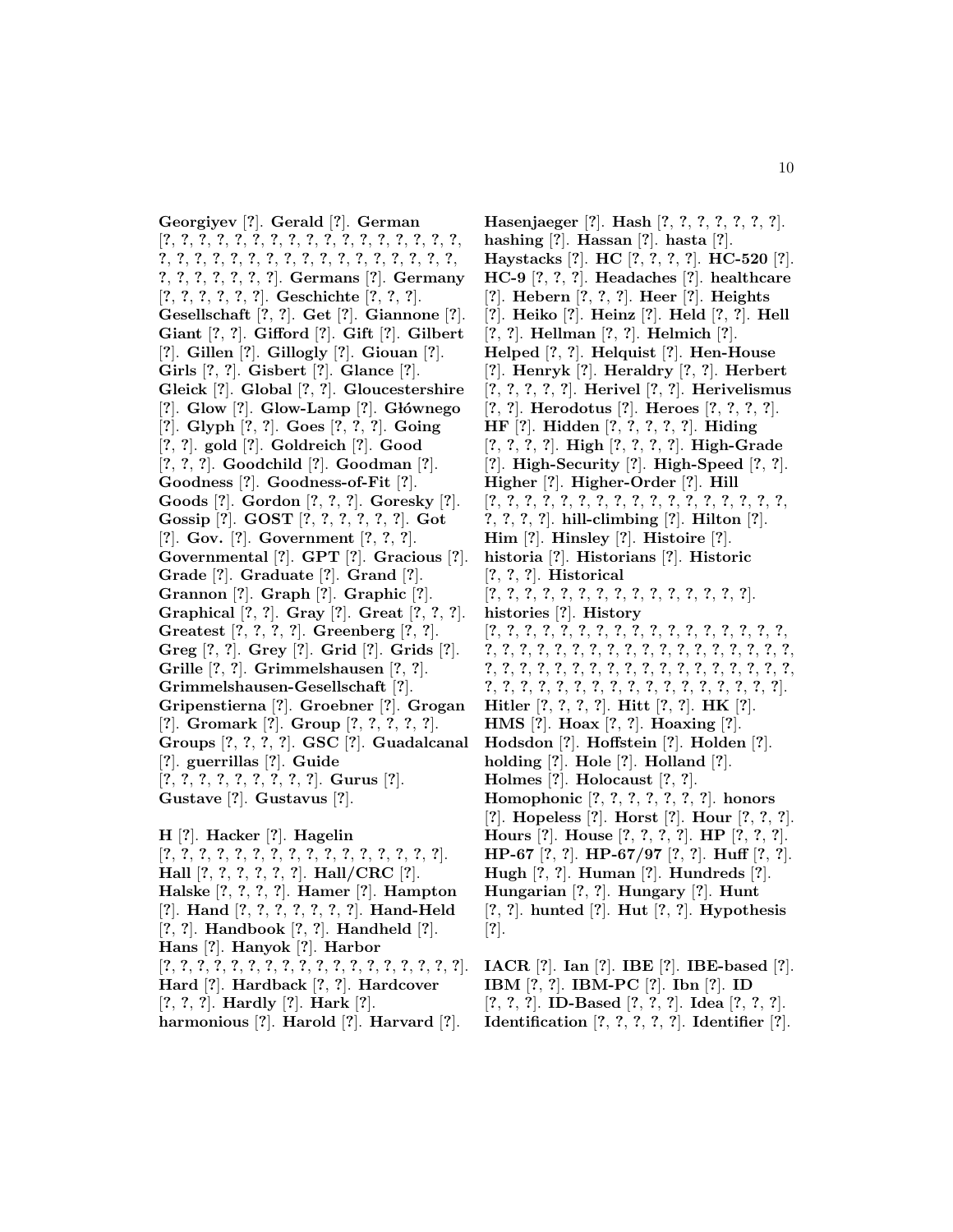**Georgiyev** [?]. **Gerald** [?]. **German** [?, ?, ?, ?, ?, ?, ?, ?, ?, ?, ?, ?, ?, ?, ?, ?, ?, ?, ?, ?, ?, ?, ?, ?, ?, ?, ?, ?, ?, ?, ?, ?, ?, ?, ?, ?, ?, ?, ?, ?, ?, ?, ?, ?]. **Germans** [?]. **Germany** [?, ?, ?, ?, ?, ?]. **Geschichte** [?, ?, ?]. **Gesellschaft** [?, ?]. **Get** [?]. **Giannone** [?]. **Giant** [?, ?]. **Gifford** [?]. **Gift** [?]. **Gilbert** [?]. **Gillen** [?]. **Gillogly** [?]. **Giouan** [?]. **Girls** [?, ?]. **Gisbert** [?]. **Glance** [?]. **Gleick** [?]. **Global** [?, ?]. **Gloucestershire** [?]. **Glow** [?]. **Glow-Lamp** [?]. **Głównego** [?]. **Glyph** [?, ?]. **Goes** [?, ?, ?]. **Going** [?, ?]. **gold** [?]. **Goldreich** [?]. **Good** [?, ?, ?]. **Goodchild** [?]. **Goodman** [?]. **Goodness** [?]. **Goodness-of-Fit** [?]. **Goods** [?]. **Gordon** [?, ?, ?]. **Goresky** [?]. **Gossip** [?]. **GOST** [?, ?, ?, ?, ?, ?]. **Got** [?]. **Gov.** [?]. **Government** [?, ?, ?]. **Governmental** [?]. **GPT** [?]. **Gracious** [?]. **Grade** [?]. **Graduate** [?]. **Grand** [?]. **Grannon** [?]. **Graph** [?]. **Graphic** [?]. **Graphical** [?, ?]. **Gray** [?]. **Great** [?, ?, ?]. **Greatest** [?, ?, ?, ?]. **Greenberg** [?, ?]. **Greg** [?, ?]. **Grey** [?]. **Grid** [?]. **Grids** [?]. **Grille** [?, ?]. **Grimmelshausen** [?, ?]. **Grimmelshausen-Gesellschaft** [?]. **Gripenstierna** [?]. **Groebner** [?]. **Grogan** [?]. **Gromark** [?]. **Group** [?, ?, ?, ?, ?]. **Groups** [?, ?, ?, ?]. **GSC** [?]. **Guadalcanal** [?]. **guerrillas** [?]. **Guide** [?, ?, ?, ?, ?, ?, ?, ?, ?]. **Gurus** [?]. **Gustave** [?]. **Gustavus** [?].

**H** [?]. **Hacker** [?]. **Hagelin** [?, ?, ?, ?, ?, ?, ?, ?, ?, ?, ?, ?, ?, ?, ?, ?, ?, ?]. **Hall** [?, ?, ?, ?, ?, ?]. **Hall/CRC** [?]. **Halske** [?, ?, ?, ?]. **Hamer** [?]. **Hampton** [?]. **Hand** [?, ?, ?, ?, ?, ?, ?]. **Hand-Held** [?, ?]. **Handbook** [?, ?]. **Handheld** [?]. **Hans** [?]. **Hanyok** [?]. **Harbor** [?, ?, ?, ?, ?, ?, ?, ?, ?, ?, ?, ?, ?, ?, ?, ?, ?, ?, ?, ?]. **Hard** [?]. **Hardback** [?, ?]. **Hardcover** [?, ?, ?]. **Hardly** [?]. **Hark** [?]. **harmonious** [?]. **Harold** [?]. **Harvard** [?].

**Hasenjaeger** [?]. **Hash** [?, ?, ?, ?, ?, ?, ?]. **hashing** [?]. **Hassan** [?]. **hasta** [?]. **Haystacks** [?]. **HC** [?, ?, ?, ?]. **HC-520** [?]. **HC-9** [?, ?, ?]. **Headaches** [?]. **healthcare** [?]. **Hebern** [?, ?, ?]. **Heer** [?]. **Heights** [?]. **Heiko** [?]. **Heinz** [?]. **Held** [?, ?]. **Hell** [?, ?]. **Hellman** [?, ?]. **Helmich** [?]. **Helped** [?, ?]. **Helquist** [?]. **Hen-House** [?]. **Henryk** [?]. **Heraldry** [?, ?]. **Herbert** [?, ?, ?, ?, ?]. **Herivel** [?, ?]. **Herivelismus** [?, ?]. **Herodotus** [?]. **Heroes** [?, ?, ?, ?]. **HF** [?]. **Hidden** [?, ?, ?, ?, ?]. **Hiding** [?, ?, ?, ?]. **High** [?, ?, ?, ?]. **High-Grade** [?]. **High-Security** [?]. **High-Speed** [?, ?]. **Higher** [?]. **Higher-Order** [?]. **Hill** [?, ?, ?, ?, ?, ?, ?, ?, ?, ?, ?, ?, ?, ?, ?, ?, ?, ?, ?, ?, ?, ?]. **hill-climbing** [?]. **Hilton** [?]. **Him** [?]. **Hinsley** [?]. **Histoire** [?]. **historia** [?]. **Historians** [?]. **Historic** [?, ?, ?]. **Historical** [?, ?, ?, ?, ?, ?, ?, ?, ?, ?, ?, ?, ?, ?, ?, ?]. **histories** [?]. **History** [?, ?, ?, ?, ?, ?, ?, ?, ?, ?, ?, ?, ?, ?, ?, ?, ?, ?, ?, ?, ?, ?, ?, ?, ?, ?, ?, ?, ?, ?, ?, ?, ?, ?, ?, ?, ?, ?, ?, ?, ?, ?, ?, ?, ?, ?, ?, ?, ?, ?, ?, ?, ?, ?, ?, ?, ?, ?, ?, ?, ?, ?, ?, ?, ?, ?, ?, ?, ?, ?, ?, ?]. **Hitler** [?, ?, ?, ?]. **Hitt** [?, ?]. **HK** [?]. **HMS** [?]. **Hoax** [?, ?]. **Hoaxing** [?]. **Hodsdon** [?]. **Hoffstein** [?]. **Holden** [?]. **holding** [?]. **Hole** [?]. **Holland** [?]. **Holmes** [?]. **Holocaust** [?, ?]. **Homophonic** [?, ?, ?, ?, ?, ?, ?]. **honors** [?]. **Hopeless** [?]. **Horst** [?]. **Hour** [?, ?, ?]. **Hours** [?]. **House** [?, ?, ?, ?]. **HP** [?, ?, ?]. **HP-67** [?, ?]. **HP-67/97** [?, ?]. **Huff** [?, ?]. **Hugh** [?, ?]. **Human** [?]. **Hundreds** [?]. **Hungarian** [?, ?]. **Hungary** [?]. **Hunt** [?, ?]. **hunted** [?]. **Hut** [?, ?]. **Hypothesis** [?].

**IACR** [?]. **Ian** [?]. **IBE** [?]. **IBE-based** [?]. **IBM** [?, ?]. **IBM-PC** [?]. **Ibn** [?]. **ID** [?, ?, ?]. **ID-Based** [?, ?, ?]. **Idea** [?, ?, ?]. **Identification** [?, ?, ?, ?, ?]. **Identifier** [?].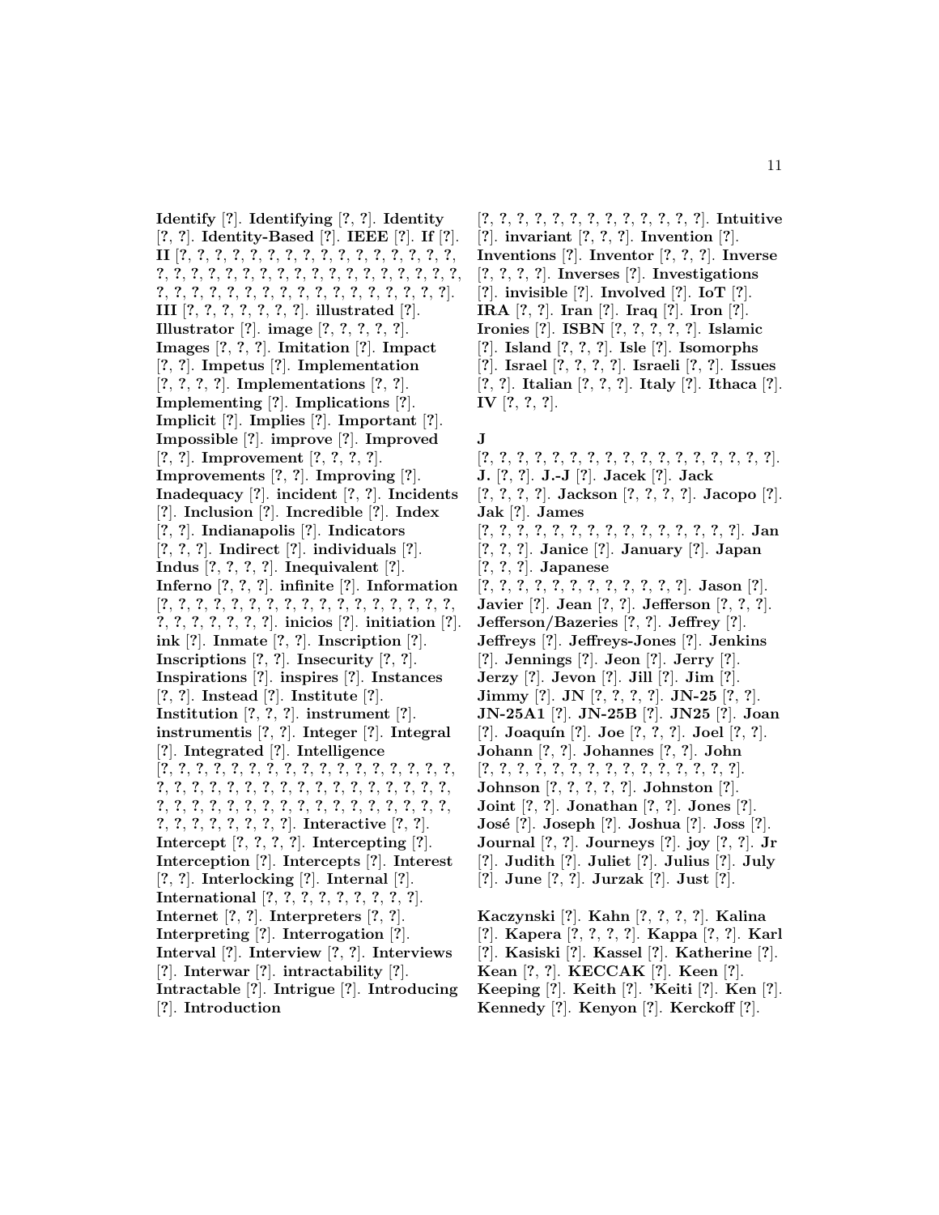**Identify** [?]. **Identifying** [?, ?]. **Identity** [?, ?]. **Identity-Based** [?]. **IEEE** [?]. **If** [?]. **II** [?, ?, ?, ?, ?, ?, ?, ?, ?, ?, ?, ?, ?, ?, ?, ?, ?, ?, ?, ?, ?, ?, ?, ?, ?, ?, ?, ?, ?, ?, ?, ?, ?, ?, ?, ?, ?, ?, ?, ?, ?, ?, ?, ?, ?, ?, ?, ?, ?, ?, ?, ?, ?, ?, ?, ?, ?]. **III** [?, ?, ?, ?, ?, ?, ?]. **illustrated** [?]. **Illustrator** [?]. **image** [?, ?, ?, ?, ?]. **Images** [?, ?, ?]. **Imitation** [?]. **Impact** [?, ?]. **Impetus** [?]. **Implementation** [?, ?, ?, ?]. **Implementations** [?, ?]. **Implementing** [?]. **Implications** [?]. **Implicit** [?]. **Implies** [?]. **Important** [?]. **Impossible** [?]. **improve** [?]. **Improved** [?, ?]. **Improvement** [?, ?, ?, ?]. **Improvements** [?, ?]. **Improving** [?]. **Inadequacy** [?]. **incident** [?, ?]. **Incidents** [?]. **Inclusion** [?]. **Incredible** [?]. **Index** [?, ?]. **Indianapolis** [?]. **Indicators** [?, ?, ?]. **Indirect** [?]. **individuals** [?]. **Indus** [?, ?, ?, ?]. **Inequivalent** [?]. **Inferno** [?, ?, ?]. **infinite** [?]. **Information** [?, ?, ?, ?, ?, ?, ?, ?, ?, ?, ?, ?, ?, ?, ?, ?, ?, ?, ?, ?, ?, ?, ?, ?, ?, ?]. **inicios** [?]. **initiation** [?]. **ink** [?]. **Inmate** [?, ?]. **Inscription** [?]. **Inscriptions** [?, ?]. **Insecurity** [?, ?]. **Inspirations** [?]. **inspires** [?]. **Instances** [?, ?]. **Instead** [?]. **Institute** [?]. **Institution** [?, ?, ?]. **instrument** [?]. **instrumentis** [?, ?]. **Integer** [?]. **Integral** [?]. **Integrated** [?]. **Intelligence** [?, ?, ?, ?, ?, ?, ?, ?, ?, ?, ?, ?, ?, ?, ?, ?, ?, ?, ?, ?, ?, ?, ?, ?, ?, ?, ?, ?, ?, ?, ?, ?, ?, ?, ?, ?, ?, ?, ?, ?, ?, ?, ?, ?, ?, ?, ?, ?, ?, ?, ?, ?, ?, ?, ?, ?, ?, ?, ?, ?, ?, ?, ?, ?, ?]. **Interactive** [?, ?]. **Intercept** [?, ?, ?, ?]. **Intercepting** [?]. **Interception** [?]. **Intercepts** [?]. **Interest** [?, ?]. **Interlocking** [?]. **Internal** [?]. **International** [?, ?, ?, ?, ?, ?, ?, ?, ?]. **Internet** [?, ?]. **Interpreters** [?, ?]. **Interpreting** [?]. **Interrogation** [?]. **Interval** [?]. **Interview** [?, ?]. **Interviews** [?]. **Interwar** [?]. **intractability** [?]. **Intractable** [?]. **Intrigue** [?]. **Introducing** [?]. **Introduction** [?, ?, ?, ?, ?, ?, ?, ?, ?, ?, ?, ?, ?, ?]. **Intuitive** [?]. **invariant** [?, ?, ?]. **Invention** [?]. **Inventions** [?]. **Inventor** [?, ?, ?]. **Inverse** [?, ?, ?, ?]. **Inverses** [?]. **Investigations** [?]. **invisible** [?]. **Involved** [?]. **IoT** [?]. **IRA** [?, ?]. **Iran** [?]. **Iraq** [?]. **Iron** [?]. **Ironies** [?]. **ISBN** [?, ?, ?, ?, ?]. **Islamic** [?]. **Island** [?, ?, ?]. **Isle** [?]. **Isomorphs** [?]. **Israel** [?, ?, ?, ?]. **Israeli** [?, ?]. **Issues** [?, ?]. **Italian** [?, ?, ?]. **Italy** [?]. **Ithaca** [?]. **IV** [?, ?, ?].

**J** [?, ?, ?, ?, ?, ?, ?, ?, ?, ?, ?, ?, ?, ?, ?, ?, ?, ?, ?]. **J.** [?, ?]. **J.-J** [?]. **Jacek** [?]. **Jack** [?, ?, ?, ?]. **Jackson** [?, ?, ?, ?]. **Jacopo** [?]. **Jak** [?]. **James** [?, ?, ?, ?, ?, ?, ?, ?, ?, ?, ?, ?, ?, ?, ?, ?]. **Jan** [?, ?, ?]. **Janice** [?]. **January** [?]. **Japan** [?, ?, ?]. **Japanese** [?, ?, ?, ?, ?, ?, ?, ?, ?, ?, ?, ?]. **Jason** [?]. **Javier** [?]. **Jean** [?, ?]. **Jefferson** [?, ?, ?]. **Jefferson/Bazeries** [?, ?]. **Jeffrey** [?]. **Jeffreys** [?]. **Jeffreys-Jones** [?]. **Jenkins** [?]. **Jennings** [?]. **Jeon** [?]. **Jerry** [?]. **Jerzy** [?]. **Jevon** [?]. **Jill** [?]. **Jim** [?]. **Jimmy** [?]. **JN** [?, ?, ?, ?]. **JN-25** [?, ?]. **JN-25A1** [?]. **JN-25B** [?]. **JN25** [?]. **Joan** [?]. **Joaquín** [?]. **Joe** [?, ?, ?]. **Joel** [?, ?]. **Johann** [?, ?]. **Johannes** [?, ?]. **John** [?, ?, ?, ?, ?, ?, ?, ?, ?, ?, ?, ?, ?, ?, ?, ?]. **Johnson** [?, ?, ?, ?, ?]. **Johnston** [?]. **Joint** [?, ?]. **Jonathan** [?, ?]. **Jones** [?]. **José** [?]. **Joseph** [?]. **Joshua** [?]. **Joss** [?]. **Journal** [?, ?]. **Journeys** [?]. **joy** [?, ?]. **Jr** [?]. **Judith** [?]. **Juliet** [?]. **Julius** [?]. **July** [?]. **June** [?, ?]. **Jurzak** [?]. **Just** [?].

**Kaczynski** [?]. **Kahn** [?, ?, ?, ?]. **Kalina** [?]. **Kapera** [?, ?, ?, ?]. **Kappa** [?, ?]. **Karl** [?]. **Kasiski** [?]. **Kassel** [?]. **Katherine** [?]. **Kean** [?, ?]. **KECCAK** [?]. **Keen** [?]. **Keeping** [?]. **Keith** [?]. **'Keiti** [?]. **Ken** [?]. **Kennedy** [?]. **Kenyon** [?]. **Kerckoff** [?].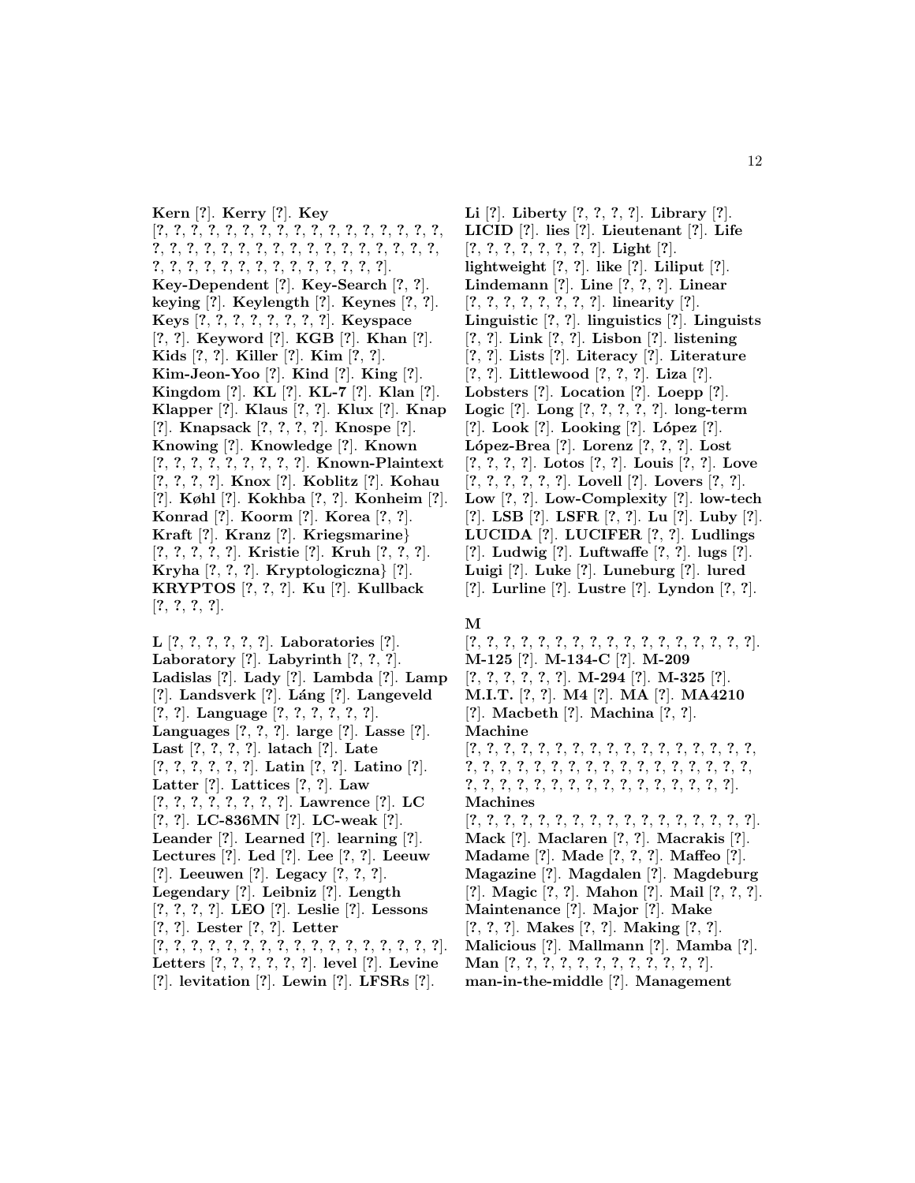**Kern** [?]. **Kerry** [?]. **Key** [?, ?, ?, ?, ?, ?, ?, ?, ?, ?, ?, ?, ?, ?, ?, ?, ?, ?, ?, ?, ?, ?, ?, ?, ?, ?, ?, ?, ?, ?, ?, ?, ?, ?, ?, ?, ?, ?, ?, ?, ?, ?, ?, ?, ?, ?, ?, ?, ?, ?, ?, ?]. **Key-Dependent** [?]. **Key-Search** [?, ?]. **keying** [?]. **Keylength** [?]. **Keynes** [?, ?]. **Keys** [?, ?, ?, ?, ?, ?, ?, ?, ?]. **Keyspace** [?, ?]. **Keyword** [?]. **KGB** [?]. **Khan** [?]. **Kids** [?, ?]. **Killer** [?]. **Kim** [?, ?]. **Kim-Jeon-Yoo** [?]. **Kind** [?]. **King** [?]. **Kingdom** [?]. **KL** [?]. **KL-7** [?]. **Klan** [?]. **Klapper** [?]. **Klaus** [?, ?]. **Klux** [?]. **Knap** [?]. **Knapsack** [?, ?, ?, ?]. **Knospe** [?]. **Knowing** [?]. **Knowledge** [?]. **Known** [?, ?, ?, ?, ?, ?, ?, ?, ?]. **Known-Plaintext** [?, ?, ?, ?]. **Knox** [?]. **Koblitz** [?]. **Kohau** [?]. **Køhl** [?]. **Kokhba** [?, ?]. **Konheim** [?]. **Konrad** [?]. **Koorm** [?]. **Korea** [?, ?]. **Kraft** [?]. **Kranz** [?]. **Kriegsmarine}** [?, ?, ?, ?, ?]. **Kristie** [?]. **Kruh** [?, ?, ?]. **Kryha** [?, ?, ?]. **Kryptologiczna}** [?]. **KRYPTOS** [?, ?, ?]. **Ku** [?]. **Kullback** [?, ?, ?, ?].

**L** [?, ?, ?, ?, ?, ?]. **Laboratories** [?]. **Laboratory** [?]. **Labyrinth** [?, ?, ?]. **Ladislas** [?]. **Lady** [?]. **Lambda** [?]. **Lamp** [?]. **Landsverk** [?]. **Láng** [?]. **Langeveld** [?, ?]. **Language** [?, ?, ?, ?, ?, ?]. **Languages** [?, ?, ?]. **large** [?]. **Lasse** [?]. **Last** [?, ?, ?, ?]. **latach** [?]. **Late** [?, ?, ?, ?, ?, ?]. **Latin** [?, ?]. **Latino** [?]. **Latter** [?]. **Lattices** [?, ?]. **Law** [?, ?, ?, ?, ?, ?, ?, ?]. **Lawrence** [?]. **LC** [?, ?]. **LC-836MN** [?]. **LC-weak** [?]. **Leander** [?]. **Learned** [?]. **learning** [?]. **Lectures** [?]. **Led** [?]. **Lee** [?, ?]. **Leeuw** [?]. **Leeuwen** [?]. **Legacy** [?, ?, ?]. **Legendary** [?]. **Leibniz** [?]. **Length** [?, ?, ?, ?]. **LEO** [?]. **Leslie** [?]. **Lessons** [?, ?]. **Lester** [?, ?]. **Letter** [?, ?, ?, ?, ?, ?, ?, ?, ?, ?, ?, ?, ?, ?, ?, ?, ?, ?]. **Letters** [?, ?, ?, ?, ?, ?]. **level** [?]. **Levine** [?]. **levitation** [?]. **Lewin** [?]. **LFSRs** [?]. **Li** [?]. **Liberty** [?, ?, ?, ?]. **Library** [?]. **LICID** [?]. **lies** [?]. **Lieutenant** [?]. **Life** [?, ?, ?, ?, ?, ?, ?, ?]. **Light** [?]. **lightweight** [?, ?]. **like** [?]. **Liliput** [?]. **Lindemann** [?]. **Line** [?, ?, ?]. **Linear** [?, ?, ?, ?, ?, ?, ?, ?]. **linearity** [?]. **Linguistic** [?, ?]. **linguistics** [?]. **Linguists** [?, ?]. **Link** [?, ?]. **Lisbon** [?]. **listening** [?, ?]. **Lists** [?]. **Literacy** [?]. **Literature** [?, ?]. **Littlewood** [?, ?, ?]. **Liza** [?]. **Lobsters** [?]. **Location** [?]. **Loepp** [?]. **Logic** [?]. **Long** [?, ?, ?, ?, ?]. **long-term** [?]. **Look** [?]. **Looking** [?]. **López** [?]. **López-Brea** [?]. **Lorenz** [?, ?, ?]. **Lost** [?, ?, ?, ?]. **Lotos** [?, ?]. **Louis** [?, ?]. **Love** [?, ?, ?, ?, ?, ?]. **Lovell** [?]. **Lovers** [?, ?]. **Low** [?, ?]. **Low-Complexity** [?]. **low-tech** [?]. **LSB** [?]. **LSFR** [?, ?]. **Lu** [?]. **Luby** [?]. **LUCIDA** [?]. **LUCIFER** [?, ?]. **Ludlings** [?]. **Ludwig** [?]. **Luftwaffe** [?, ?]. **lugs** [?]. **Luigi** [?]. **Luke** [?]. **Luneburg** [?]. **lured** [?]. **Lurline** [?]. **Lustre** [?]. **Lyndon** [?, ?].

**M** [?, ?, ?, ?, ?, ?, ?, ?, ?, ?, ?, ?, ?, ?, ?, ?, ?, ?]. **M-125** [?]. **M-134-C** [?]. **M-209** [?, ?, ?, ?, ?, ?]. **M-294** [?]. **M-325** [?]. **M.I.T.** [?, ?]. **M4** [?]. **MA** [?]. **MA4210** [?]. **Macbeth** [?]. **Machina** [?, ?]. **Machine** [?, ?, ?, ?, ?, ?, ?, ?, ?, ?, ?, ?, ?, ?, ?, ?, ?, ?, ?, ?, ?, ?, ?, ?, ?, ?, ?, ?, ?, ?, ?, ?, ?, ?, ?, ?, ?, ?, ?, ?, ?, ?, ?, ?, ?, ?, ?, ?, ?, ?, ?, ?, ?]. **Machines** [?, ?, ?, ?, ?, ?, ?, ?, ?, ?, ?, ?, ?, ?, ?, ?, ?, ?]. **Mack** [?]. **Maclaren** [?, ?]. **Macrakis** [?]. **Madame** [?]. **Made** [?, ?, ?]. **Maffeo** [?]. **Magazine** [?]. **Magdalen** [?]. **Magdeburg** [?]. **Magic** [?, ?]. **Mahon** [?]. **Mail** [?, ?, ?]. **Maintenance** [?]. **Major** [?]. **Make** [?, ?, ?]. **Makes** [?, ?]. **Making** [?, ?]. **Malicious** [?]. **Mallmann** [?]. **Mamba** [?]. **Man** [?, ?, ?, ?, ?, ?, ?, ?, ?, ?, ?, ?, ?]. **man-in-the-middle** [?]. **Management**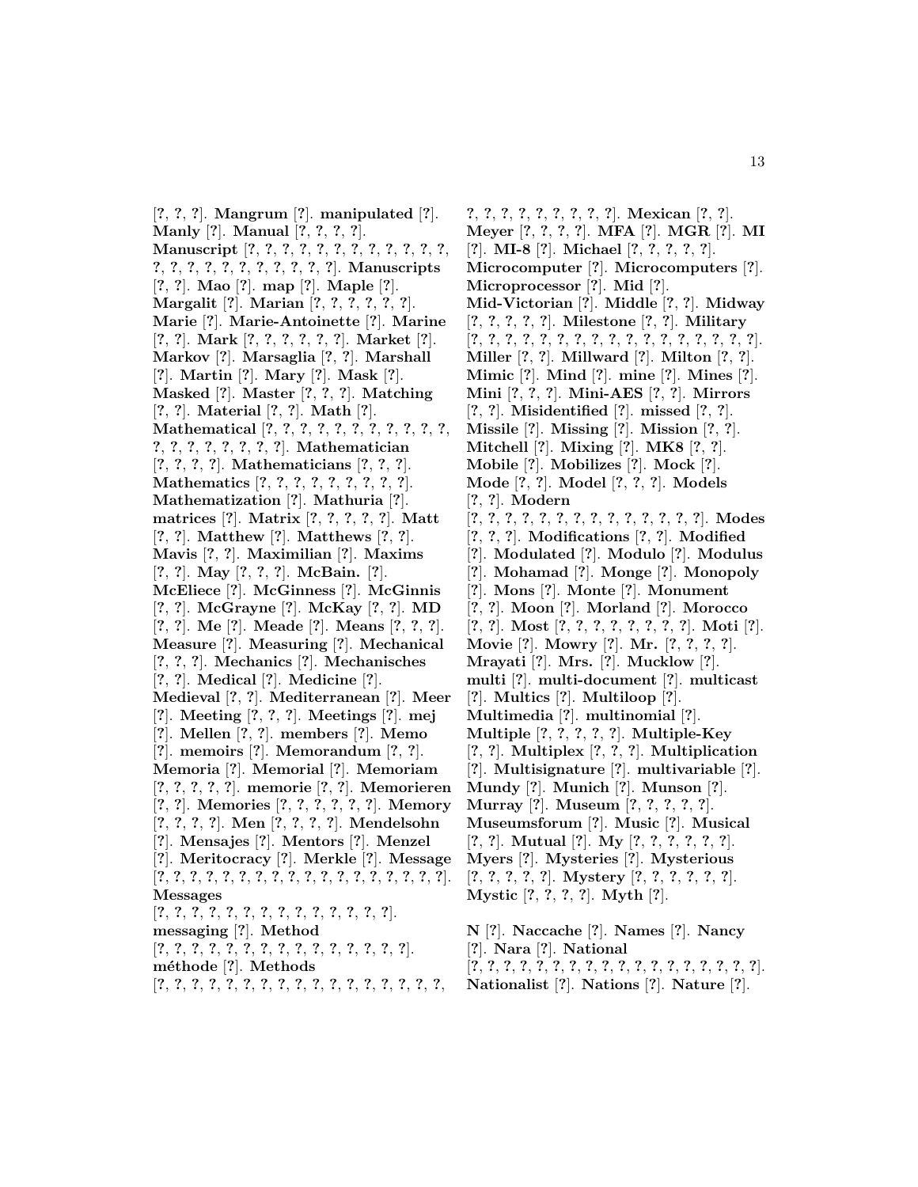[?, ?, ?]. **Mangrum** [?]. **manipulated** [?]. **Manly** [?]. **Manual** [?, ?, ?, ?]. **Manuscript** [?, ?, ?, ?, ?, ?, ?, ?, ?, ?, ?, ?, ?, ?, ?, ?, ?, ?, ?, ?, ?, ?, ?, ?]. **Manuscripts** [?, ?]. **Mao** [?]. **map** [?]. **Maple** [?]. **Margalit** [?]. **Marian** [?, ?, ?, ?, ?, ?]. **Marie** [?]. **Marie-Antoinette** [?]. **Marine** [?, ?]. **Mark** [?, ?, ?, ?, ?, ?]. **Market** [?]. **Markov** [?]. **Marsaglia** [?, ?]. **Marshall** [?]. **Martin** [?]. **Mary** [?]. **Mask** [?]. **Masked** [?]. **Master** [?, ?, ?]. **Matching** [?, ?]. **Material** [?, ?]. **Math** [?]. **Mathematical** [?, ?, ?, ?, ?, ?, ?, ?, ?, ?, ?, ?, ?, ?, ?, ?, ?, ?, ?, ?]. **Mathematician** [?, ?, ?, ?]. **Mathematicians** [?, ?, ?]. **Mathematics** [?, ?, ?, ?, ?, ?, ?, ?, ?, ?]. **Mathematization** [?]. **Mathuria** [?]. **matrices** [?]. **Matrix** [?, ?, ?, ?, ?]. **Matt** [?, ?]. **Matthew** [?]. **Matthews** [?, ?]. **Mavis** [?, ?]. **Maximilian** [?]. **Maxims** [?, ?]. **May** [?, ?, ?]. **McBain.** [?]. **McEliece** [?]. **McGinness** [?]. **McGinnis** [?, ?]. **McGrayne** [?]. **McKay** [?, ?]. **MD** [?, ?]. **Me** [?]. **Meade** [?]. **Means** [?, ?, ?]. **Measure** [?]. **Measuring** [?]. **Mechanical** [?, ?, ?]. **Mechanics** [?]. **Mechanisches** [?, ?]. **Medical** [?]. **Medicine** [?]. **Medieval** [?, ?]. **Mediterranean** [?]. **Meer** [?]. **Meeting** [?, ?, ?]. **Meetings** [?]. **mej** [?]. **Mellen** [?, ?]. **members** [?]. **Memo** [?]. **memoirs** [?]. **Memorandum** [?, ?]. **Memoria** [?]. **Memorial** [?]. **Memoriam** [?, ?, ?, ?, ?]. **memorie** [?, ?]. **Memorieren** [?, ?]. **Memories** [?, ?, ?, ?, ?, ?]. **Memory** [?, ?, ?, ?]. **Men** [?, ?, ?, ?]. **Mendelsohn** [?]. **Mensajes** [?]. **Mentors** [?]. **Menzel** [?]. **Meritocracy** [?]. **Merkle** [?]. **Message** [?, ?, ?, ?, ?, ?, ?, ?, ?, ?, ?, ?, ?, ?, ?, ?, ?, ?, ?]. **Messages** [?, ?, ?, ?, ?, ?, ?, ?, ?, ?, ?, ?, ?, ?, ?]. **messaging** [?]. **Method** [?, ?, ?, ?, ?, ?, ?, ?, ?, ?, ?, ?, ?, ?, ?, ?]. **méthode** [?]. **Methods** [?, ?, ?, ?, ?, ?, ?, ?, ?, ?, ?, ?, ?, ?, ?, ?, ?, ?, ?, ?, ?, ?, ?, ?, ?, ?, ?, ?, ?]. **Mexican** [?, ?]. **Meyer** [?, ?, ?, ?]. **MFA** [?]. **MGR** [?]. **MI** [?]. **MI-8** [?]. **Michael** [?, ?, ?, ?, ?]. **Microcomputer** [?]. **Microcomputers** [?]. **Microprocessor** [?]. **Mid** [?]. **Mid-Victorian** [?]. **Middle** [?, ?]. **Midway** [?, ?, ?, ?, ?]. **Milestone** [?, ?]. **Military** [?, ?, ?, ?, ?, ?, ?, ?, ?, ?, ?, ?, ?, ?, ?, ?, ?, ?, ?]. **Miller** [?, ?]. **Millward** [?]. **Milton** [?, ?]. **Mimic** [?]. **Mind** [?]. **mine** [?]. **Mines** [?]. **Mini** [?, ?, ?]. **Mini-AES** [?, ?]. **Mirrors** [?, ?]. **Misidentified** [?]. **missed** [?, ?]. **Missile** [?]. **Missing** [?]. **Mission** [?, ?]. **Mitchell** [?]. **Mixing** [?]. **MK8** [?, ?]. **Mobile** [?]. **Mobilizes** [?]. **Mock** [?]. **Mode** [?, ?]. **Model** [?, ?, ?]. **Models** [?, ?]. **Modern** [?, ?, ?, ?, ?, ?, ?, ?, ?, ?, ?, ?, ?, ?, ?]. **Modes** [?, ?, ?]. **Modifications** [?, ?]. **Modified** [?]. **Modulated** [?]. **Modulo** [?]. **Modulus** [?]. **Mohamad** [?]. **Monge** [?]. **Monopoly** [?]. **Mons** [?]. **Monte** [?]. **Monument** [?, ?]. **Moon** [?]. **Morland** [?]. **Morocco** [?, ?]. **Most** [?, ?, ?, ?, ?, ?, ?, ?, ?]. **Moti** [?]. **Movie** [?]. **Mowry** [?]. **Mr.** [?, ?, ?, ?]. **Mrayati** [?]. **Mrs.** [?]. **Mucklow** [?]. **multi** [?]. **multi-document** [?]. **multicast** [?]. **Multics** [?]. **Multiloop** [?]. **Multimedia** [?]. **multinomial** [?]. **Multiple** [?, ?, ?, ?, ?]. **Multiple-Key** [?, ?]. **Multiplex** [?, ?, ?]. **Multiplication** [?]. **Multisignature** [?]. **multivariable** [?]. **Mundy** [?]. **Munich** [?]. **Munson** [?]. **Murray** [?]. **Museum** [?, ?, ?, ?, ?]. **Museumsforum** [?]. **Music** [?]. **Musical** [?, ?]. **Mutual** [?]. **My** [?, ?, ?, ?, ?, ?]. **Myers** [?]. **Mysteries** [?]. **Mysterious** [?, ?, ?, ?, ?]. **Mystery** [?, ?, ?, ?, ?, ?]. **Mystic** [?, ?, ?, ?]. **Myth** [?].

**N** [?]. **Naccache** [?]. **Names** [?]. **Nancy** [?]. **Nara** [?]. **National** [?, ?, ?, ?, ?, ?, ?, ?, ?, ?, ?, ?, ?, ?, ?, ?, ?, ?, ?]. **Nationalist** [?]. **Nations** [?]. **Nature** [?].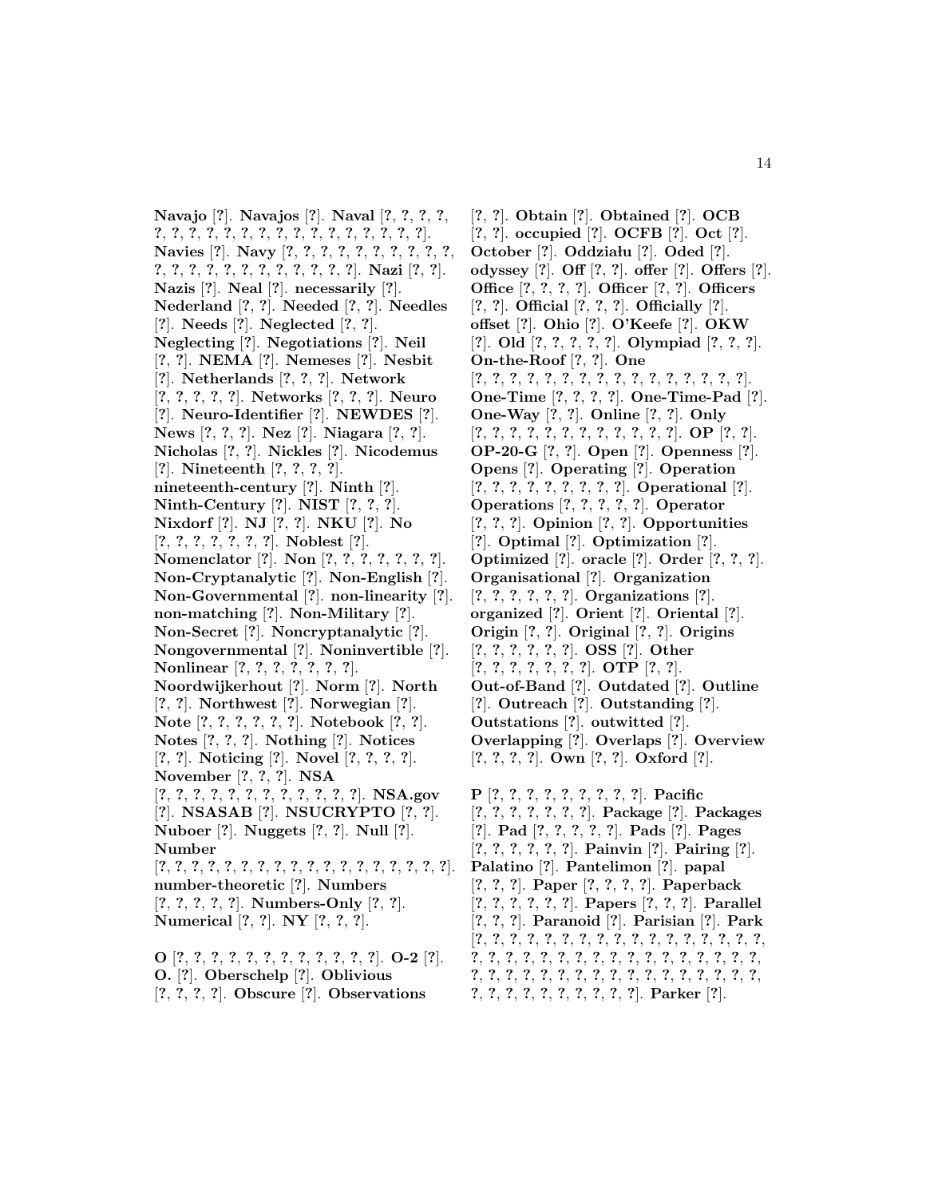**Navajo** [?]. **Navajos** [?]. **Naval** [?, ?, ?, ?, ?, ?, ?, ?, ?, ?, ?, ?, ?, ?, ?, ?, ?, ?, ?, ?, ?]. **Navies** [?]. **Navy** [?, ?, ?, ?, ?, ?, ?, ?, ?, ?, ?, ?, ?, ?, ?, ?, ?, ?, ?, ?, ?, ?, ?]. **Nazi** [?, ?]. **Nazis** [?]. **Neal** [?]. **necessarily** [?]. **Nederland** [?, ?]. **Needed** [?, ?]. **Needles** [?]. **Needs** [?]. **Neglected** [?, ?]. **Neglecting** [?]. **Negotiations** [?]. **Neil** [?, ?]. **NEMA** [?]. **Nemeses** [?]. **Nesbit** [?]. **Netherlands** [?, ?, ?]. **Network** [?, ?, ?, ?, ?]. **Networks** [?, ?, ?]. **Neuro** [?]. **Neuro-Identifier** [?]. **NEWDES** [?]. **News** [?, ?, ?]. **Nez** [?]. **Niagara** [?, ?]. **Nicholas** [?, ?]. **Nickles** [?]. **Nicodemus** [?]. **Nineteenth** [?, ?, ?, ?]. **nineteenth-century** [?]. **Ninth** [?]. **Ninth-Century** [?]. **NIST** [?, ?, ?]. **Nixdorf** [?]. **NJ** [?, ?]. **NKU** [?]. **No** [?, ?, ?, ?, ?, ?, ?, ?]. **Noblest** [?]. **Nomenclator** [?]. **Non** [?, ?, ?, ?, ?, ?, ?, ?]. **Non-Cryptanalytic** [?]. **Non-English** [?]. **Non-Governmental** [?]. **non-linearity** [?]. **non-matching** [?]. **Non-Military** [?]. **Non-Secret** [?]. **Noncryptanalytic** [?]. **Nongovernmental** [?]. **Noninvertible** [?]. **Nonlinear** [?, ?, ?, ?, ?, ?, ?, ?]. **Noordwijkerhout** [?]. **Norm** [?]. **North** [?, ?]. **Northwest** [?]. **Norwegian** [?]. **Note** [?, ?, ?, ?, ?, ?, ?]. **Notebook** [?, ?]. **Notes** [?, ?, ?]. **Nothing** [?]. **Notices** [?, ?]. **Noticing** [?]. **Novel** [?, ?, ?, ?]. **November** [?, ?, ?]. **NSA** [?, ?, ?, ?, ?, ?, ?, ?, ?, ?, ?, ?, ?]. **NSA.gov** [?]. **NSASAB** [?]. **NSUCRYPTO** [?, ?]. **Nuboer** [?]. **Nuggets** [?, ?]. **Null** [?]. **Number** [?, ?, ?, ?, ?, ?, ?, ?, ?, ?, ?, ?, ?, ?, ?, ?, ?, ?, ?, ?, ?]. **number-theoretic** [?]. **Numbers** [?, ?, ?, ?, ?]. **Numbers-Only** [?, ?]. **Numerical** [?, ?]. **NY** [?, ?, ?].

**O** [?, ?, ?, ?, ?, ?, ?, ?, ?, ?, ?, ?, ?]. **O-2** [?]. **O.** [?]. **Oberschelp** [?]. **Oblivious** [?, ?, ?, ?]. **Obscure** [?]. **Observations** [?, ?]. **Obtain** [?]. **Obtained** [?]. **OCB** [?, ?]. **occupied** [?]. **OCFB** [?]. **Oct** [?]. **October** [?]. **Oddziału** [?]. **Oded** [?]. **odyssey** [?]. **Off** [?, ?]. **offer** [?]. **Offers** [?]. **Office** [?, ?, ?, ?]. **Officer** [?, ?]. **Officers** [?, ?]. **Official** [?, ?, ?]. **Officially** [?]. **offset** [?]. **Ohio** [?]. **O'Keefe** [?]. **OKW** [?]. **Old** [?, ?, ?, ?, ?, ?]. **Olympiad** [?, ?, ?]. **On-the-Roof** [?, ?]. **One** [?, ?, ?, ?, ?, ?, ?, ?, ?, ?, ?, ?, ?, ?, ?, ?, ?, ?, ?]. **One-Time** [?, ?, ?, ?]. **One-Time-Pad** [?]. **One-Way** [?, ?]. **Online** [?, ?]. **Only** [?, ?, ?, ?, ?, ?, ?, ?, ?, ?, ?, ?, ?]. **OP** [?, ?]. **OP-20-G** [?, ?]. **Open** [?]. **Openness** [?]. **Opens** [?]. **Operating** [?]. **Operation** [?, ?, ?, ?, ?, ?, ?, ?, ?, ?]. **Operational** [?]. **Operations** [?, ?, ?, ?, ?]. **Operator** [?, ?, ?]. **Opinion** [?, ?]. **Opportunities** [?]. **Optimal** [?]. **Optimization** [?]. **Optimized** [?]. **oracle** [?]. **Order** [?, ?, ?]. **Organisational** [?]. **Organization** [?, ?, ?, ?, ?, ?]. **Organizations** [?]. **organized** [?]. **Orient** [?]. **Oriental** [?]. **Origin** [?, ?]. **Original** [?, ?]. **Origins** [?, ?, ?, ?, ?, ?]. **OSS** [?]. **Other** [?, ?, ?, ?, ?, ?, ?, ?]. **OTP** [?, ?]. **Out-of-Band** [?]. **Outdated** [?]. **Outline** [?]. **Outreach** [?]. **Outstanding** [?]. **Outstations** [?]. **outwitted** [?]. **Overlapping** [?]. **Overlaps** [?]. **Overview** [?, ?, ?, ?]. **Own** [?, ?]. **Oxford** [?].

**P** [?, ?, ?, ?, ?, ?, ?, ?, ?, ?]. **Pacific** [?, ?, ?, ?, ?, ?, ?]. **Package** [?]. **Packages** [?]. **Pad** [?, ?, ?, ?, ?]. **Pads** [?]. **Pages** [?, ?, ?, ?, ?, ?]. **Painvin** [?]. **Pairing** [?]. **Palatino** [?]. **Pantelimon** [?]. **papal** [?, ?, ?]. **Paper** [?, ?, ?, ?]. **Paperback** [?, ?, ?, ?, ?, ?]. **Papers** [?, ?, ?]. **Parallel** [?, ?, ?]. **Paranoid** [?]. **Parisian** [?]. **Park** [?, ?, ?, ?, ?, ?, ?, ?, ?, ?, ?, ?, ?, ?, ?, ?, ?, ?, ?, ?, ?, ?, ?, ?, ?, ?, ?, ?, ?, ?, ?, ?, ?, ?, ?, ?, ?, ?, ?, ?, ?, ?, ?, ?, ?, ?, ?, ?, ?, ?, ?, ?, ?, ?, ?, ?, ?, ?, ?, ?, ?, ?, ?, ?]. **Parker** [?].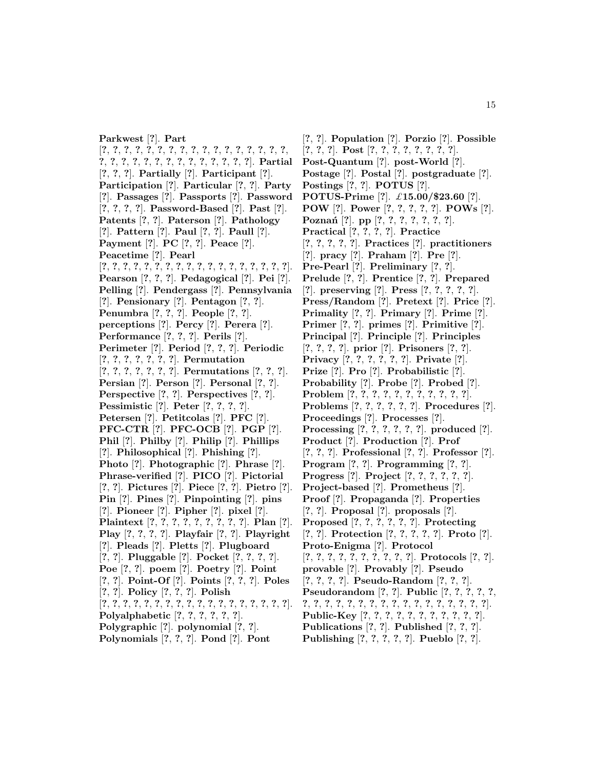**Parkwest** [?]. **Part** [?, ?, ?, ?, ?, ?, ?, ?, ?, ?, ?, ?, ?, ?, ?, ?, ?, ?, ?, ?, ?, ?, ?, ?, ?, ?, ?, ?, ?, ?, ?, ?, ?]. **Partial** [?, ?, ?]. **Partially** [?]. **Participant** [?]. **Participation** [?]. **Particular** [?, ?]. **Party** [?]. **Passages** [?]. **Passports** [?]. **Password** [?, ?, ?, ?]. **Password-Based** [?]. **Past** [?]. **Patents** [?, ?]. **Paterson** [?]. **Pathology** [?]. **Pattern** [?]. **Paul** [?, ?]. **Paull** [?]. **Payment** [?]. **PC** [?, ?]. **Peace** [?]. **Peacetime** [?]. **Pearl** [?, ?, ?, ?, ?, ?, ?, ?, ?, ?, ?, ?, ?, ?, ?, ?, ?, ?, ?, ?]. **Pearson** [?, ?, ?]. **Pedagogical** [?]. **Pei** [?]. **Pelling** [?]. **Pendergass** [?]. **Pennsylvania** [?]. **Pensionary** [?]. **Pentagon** [?, ?]. **Penumbra** [?, ?, ?]. **People** [?, ?]. **perceptions** [?]. **Percy** [?]. **Perera** [?]. **Performance** [?, ?, ?]. **Perils** [?]. **Perimeter** [?]. **Period** [?, ?, ?]. **Periodic** [?, ?, ?, ?, ?, ?, ?, ?]. **Permutation** [?, ?, ?, ?, ?, ?, ?, ?]. **Permutations** [?, ?, ?]. **Persian** [?]. **Person** [?]. **Personal** [?, ?]. **Perspective** [?, ?]. **Perspectives** [?, ?]. **Pessimistic** [?]. **Peter** [?, ?, ?, ?]. **Petersen** [?]. **Petitcolas** [?]. **PFC** [?]. **PFC-CTR** [?]. **PFC-OCB** [?]. **PGP** [?]. **Phil** [?]. **Philby** [?]. **Philip** [?]. **Phillips** [?]. **Philosophical** [?]. **Phishing** [?]. **Photo** [?]. **Photographic** [?]. **Phrase** [?]. **Phrase-verified** [?]. **PICO** [?]. **Pictorial** [?, ?]. **Pictures** [?]. **Piece** [?, ?]. **Pietro** [?]. **Pin** [?]. **Pines** [?]. **Pinpointing** [?]. **pins** [?]. **Pioneer** [?]. **Pipher** [?]. **pixel** [?]. **Plaintext** [?, ?, ?, ?, ?, ?, ?, ?, ?, ?]. **Plan** [?]. **Play** [?, ?, ?, ?]. **Playfair** [?, ?]. **Playright** [?]. **Pleads** [?]. **Pletts** [?]. **Plugboard** [?, ?]. **Pluggable** [?]. **Pocket** [?, ?, ?, ?]. **Poe** [?, ?]. **poem** [?]. **Poetry** [?]. **Point** [?, ?]. **Point-Of** [?]. **Points** [?, ?, ?]. **Poles** [?, ?]. **Policy** [?, ?, ?]. **Polish** [?, ?, ?, ?, ?, ?, ?, ?, ?, ?, ?, ?, ?, ?, ?, ?, ?, ?, ?, ?, ?]. **Polyalphabetic** [?, ?, ?, ?, ?, ?]. **Polygraphic** [?]. **polynomial** [?, ?]. **Polynomials** [?, ?, ?]. **Pond** [?]. **Pont** [?, ?]. **Population** [?]. **Porzio** [?]. **Possible** [?, ?, ?]. **Post** [?, ?, ?, ?, ?, ?, ?, ?, ?]. **Post-Quantum** [?]. **post-World** [?]. **Postage** [?]. **Postal** [?]. **postgraduate** [?]. **Postings** [?, ?]. **POTUS** [?]. **POTUS-Prime** [?]. **£15.00/$23.60** [?]. **POW** [?]. **Power** [?, ?, ?, ?, ?]. **POWs** [?]. **Poznań** [?]. **pp** [?, ?, ?, ?, ?, ?, ?, ?]. **Practical** [?, ?, ?, ?]. **Practice** [?, ?, ?, ?, ?]. **Practices** [?]. **practitioners** [?]. **pracy** [?]. **Praham** [?]. **Pre** [?]. **Pre-Pearl** [?]. **Preliminary** [?, ?]. **Prelude** [?, ?]. **Prentice** [?, ?]. **Prepared** [?]. **preserving** [?]. **Press** [?, ?, ?, ?, ?]. **Press/Random** [?]. **Pretext** [?]. **Price** [?]. **Primality** [?, ?]. **Primary** [?]. **Prime** [?]. **Primer** [?, ?]. **primes** [?]. **Primitive** [?]. **Principal** [?]. **Principle** [?]. **Principles** [?, ?, ?, ?]. **prior** [?]. **Prisoners** [?, ?]. **Privacy** [?, ?, ?, ?, ?, ?]. **Private** [?]. **Prize** [?]. **Pro** [?]. **Probabilistic** [?]. **Probability** [?]. **Probe** [?]. **Probed** [?]. **Problem** [?, ?, ?, ?, ?, ?, ?, ?, ?, ?, ?, ?]. **Problems** [?, ?, ?, ?, ?, ?]. **Procedures** [?]. **Proceedings** [?]. **Processes** [?]. **Processing** [?, ?, ?, ?, ?, ?]. **produced** [?]. **Product** [?]. **Production** [?]. **Prof** [?, ?, ?]. **Professional** [?, ?]. **Professor** [?]. **Program** [?, ?]. **Programming** [?, ?]. **Progress** [?]. **Project** [?, ?, ?, ?, ?, ?]. **Project-based** [?]. **Prometheus** [?]. **Proof** [?]. **Propaganda** [?]. **Properties** [?, ?]. **Proposal** [?]. **proposals** [?]. **Proposed** [?, ?, ?, ?, ?, ?]. **Protecting** [?, ?]. **Protection** [?, ?, ?, ?, ?]. **Proto** [?]. **Proto-Enigma** [?]. **Protocol** [?, ?, ?, ?, ?, ?, ?, ?, ?, ?, ?]. **Protocols** [?, ?]. **provable** [?]. **Provably** [?]. **Pseudo** [?, ?, ?, ?]. **Pseudo-Random** [?, ?, ?]. **Pseudorandom** [?, ?]. **Public** [?, ?, ?, ?, ?, ?, ?, ?, ?, ?, ?, ?, ?, ?, ?, ?, ?, ?, ?, ?, ?, ?, ?, ?]. **Public-Key** [?, ?, ?, ?, ?, ?, ?, ?, ?, ?, ?, ?]. **Publications** [?, ?]. **Published** [?, ?, ?]. **Publishing** [?, ?, ?, ?, ?]. **Pueblo** [?, ?].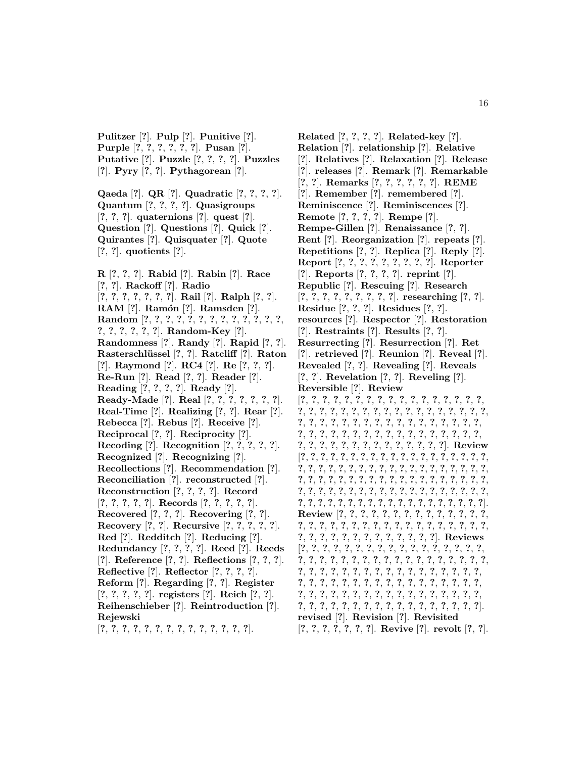**Pulitzer** [?]. **Pulp** [?]. **Punitive** [?]. **Purple** [?, ?, ?, ?, ?, ?]. **Pusan** [?]. **Putative** [?]. **Puzzle** [?, ?, ?, ?]. **Puzzles** [?]. **Pyry** [?, ?]. **Pythagorean** [?].

**Qaeda** [?]. **QR** [?]. **Quadratic** [?, ?, ?, ?]. **Quantum** [?, ?, ?, ?]. **Quasigroups** [?, ?, ?]. **quaternions** [?]. **quest** [?]. **Question** [?]. **Questions** [?]. **Quick** [?]. **Quirantes** [?]. **Quisquater** [?]. **Quote** [?, ?]. **quotients** [?].

**R** [?, ?, ?]. **Rabid** [?]. **Rabin** [?]. **Race** [?, ?]. **Rackoff** [?]. **Radio** [?, ?, ?, ?, ?, ?, ?]. **Rail** [?]. **Ralph** [?, ?]. **RAM** [?]. **Ramón** [?]. **Ramsden** [?]. **Random** [?, ?, ?, ?, ?, ?, ?, ?, ?, ?, ?, ?, ?, ?, ?, ?, ?, ?, ?, ?]. **Random-Key** [?]. **Randomness** [?]. **Randy** [?]. **Rapid** [?, ?]. **Rasterschlüssel** [?, ?]. **Ratcliff** [?]. **Raton** [?]. **Raymond** [?]. **RC4** [?]. **Re** [?, ?, ?]. **Re-Run** [?]. **Read** [?, ?]. **Reader** [?]. **Reading** [?, ?, ?, ?]. **Ready** [?]. **Ready-Made** [?]. **Real** [?, ?, ?, ?, ?, ?, ?, ?]. **Real-Time** [?]. **Realizing** [?, ?]. **Rear** [?]. **Rebecca** [?]. **Rebus** [?]. **Receive** [?]. **Reciprocal** [?, ?]. **Reciprocity** [?]. **Recoding** [?]. **Recognition** [?, ?, ?, ?, ?]. **Recognized** [?]. **Recognizing** [?]. **Recollections** [?]. **Recommendation** [?]. **Reconciliation** [?]. **reconstructed** [?]. **Reconstruction** [?, ?, ?, ?]. **Record** [?, ?, ?, ?, ?]. **Records** [?, ?, ?, ?, ?]. **Recovered** [?, ?, ?]. **Recovering** [?, ?]. **Recovery** [?, ?]. **Recursive** [?, ?, ?, ?, ?]. **Red** [?]. **Redditch** [?]. **Reducing** [?]. **Redundancy** [?, ?, ?, ?]. **Reed** [?]. **Reeds** [?]. **Reference** [?, ?]. **Reflections** [?, ?, ?]. **Reflective** [?]. **Reflector** [?, ?, ?, ?]. **Reform** [?]. **Regarding** [?, ?]. **Register** [?, ?, ?, ?, ?]. **registers** [?]. **Reich** [?, ?]. **Reihenschieber** [?]. **Reintroduction** [?]. **Rejewski** [?, ?, ?, ?, ?, ?, ?, ?, ?, ?, ?, ?, ?, ?].

**Related** [?, ?, ?, ?]. **Related-key** [?]. **Relation** [?]. **relationship** [?]. **Relative** [?]. **Relatives** [?]. **Relaxation** [?]. **Release** [?]. **releases** [?]. **Remark** [?]. **Remarkable** [?, ?]. **Remarks** [?, ?, ?, ?, ?, ?]. **REME** [?]. **Remember** [?]. **remembered** [?]. **Reminiscence** [?]. **Reminiscences** [?]. **Remote** [?, ?, ?, ?]. **Rempe** [?]. **Rempe-Gillen** [?]. **Renaissance** [?, ?]. **Rent** [?]. **Reorganization** [?]. **repeats** [?]. **Repetitions** [?, ?]. **Replica** [?]. **Reply** [?]. **Report** [?, ?, ?, ?, ?, ?, ?, ?, ?]. **Reporter** [?]. **Reports** [?, ?, ?, ?]. **reprint** [?]. **Republic** [?]. **Rescuing** [?]. **Research** [?, ?, ?, ?, ?, ?, ?, ?, ?]. **researching** [?, ?]. **Residue** [?, ?, ?]. **Residues** [?, ?]. **resources** [?]. **Respector** [?]. **Restoration** [?]. **Restraints** [?]. **Results** [?, ?]. **Resurrecting** [?]. **Resurrection** [?]. **Ret** [?]. **retrieved** [?]. **Reunion** [?]. **Reveal** [?]. **Revealed** [?, ?]. **Revealing** [?]. **Reveals** [?, ?]. **Revelation** [?, ?]. **Reveling** [?]. **Reversible** [?]. **Review** [?, ?, ?, ?, ?, ?, ?, ?, ?, ?, ?, ?, ?, ?, ?, ?, ?, ?, ?, ?, ?, ?, ?, ?, ?, ?, ?, ?, ?, ?, ?, ?, ?, ?, ?, ?, ?, ?, ?, ?, ?, ?, ?, ?, ?, ?, ?, ?, ?, ?, ?, ?, ?, ?, ?, ?, ?, ?, ?, ?, ?, ?, ?, ?, ?, ?, ?, ?, ?, ?, ?, ?, ?, ?, ?, ?, ?, ?, ?, ?, ?, ?, ?, ?, ?, ?, ?, ?, ?, ?, ?]. **Review** [?, ?, ?, ?, ?, ?, ?, ?, ?, ?, ?, ?, ?, ?, ?, ?, ?, ?, ?, ?, ?, ?, ?, ?, ?, ?, ?, ?, ?, ?, ?, ?, ?, ?, ?, ?, ?, ?, ?, ?, ?, ?, ?, ?, ?, ?, ?, ?, ?, ?, ?, ?, ?, ?, ?, ?, ?, ?, ?, ?, ?, ?, ?, ?, ?, ?, ?, ?, ?, ?, ?, ?, ?, ?, ?, ?, ?, ?, ?, ?, ?, ?, ?, ?, ?, ?, ?, ?, ?, ?, ?, ?, ?, ?, ?, ?, ?, ?, ?, ?, ?, ?, ?, ?, ?]. **Review** [?, ?, ?, ?, ?, ?, ?, ?, ?, ?, ?, ?, ?, ?, ?, ?, ?, ?, ?, ?, ?, ?, ?, ?, ?, ?, ?, ?, ?, ?, ?, ?, ?, ?, ?, ?, ?, ?, ?, ?, ?, ?, ?, ?, ?, ?, ?, ?, ?, ?, ?]. **Reviews** [?, ?, ?, ?, ?, ?, ?, ?, ?, ?, ?, ?, ?, ?, ?, ?, ?, ?, ?, ?, ?, ?, ?, ?, ?, ?, ?, ?, ?, ?, ?, ?, ?, ?, ?, ?, ?, ?, ?, ?, ?, ?, ?, ?, ?, ?, ?, ?, ?, ?, ?, ?, ?, ?, ?, ?, ?, ?, ?, ?, ?, ?, ?, ?, ?, ?, ?, ?, ?, ?, ?, ?, ?, ?, ?, ?, ?, ?, ?, ?, ?, ?, ?, ?, ?, ?, ?, ?, ?, ?, ?, ?, ?, ?, ?, ?, ?, ?, ?, ?, ?, ?, ?, ?, ?, ?, ?, ?, ?, ?]. **revised** [?]. **Revision** [?]. **Revisited** [?, ?, ?, ?, ?, ?, ?]. **Revive** [?]. **revolt** [?, ?].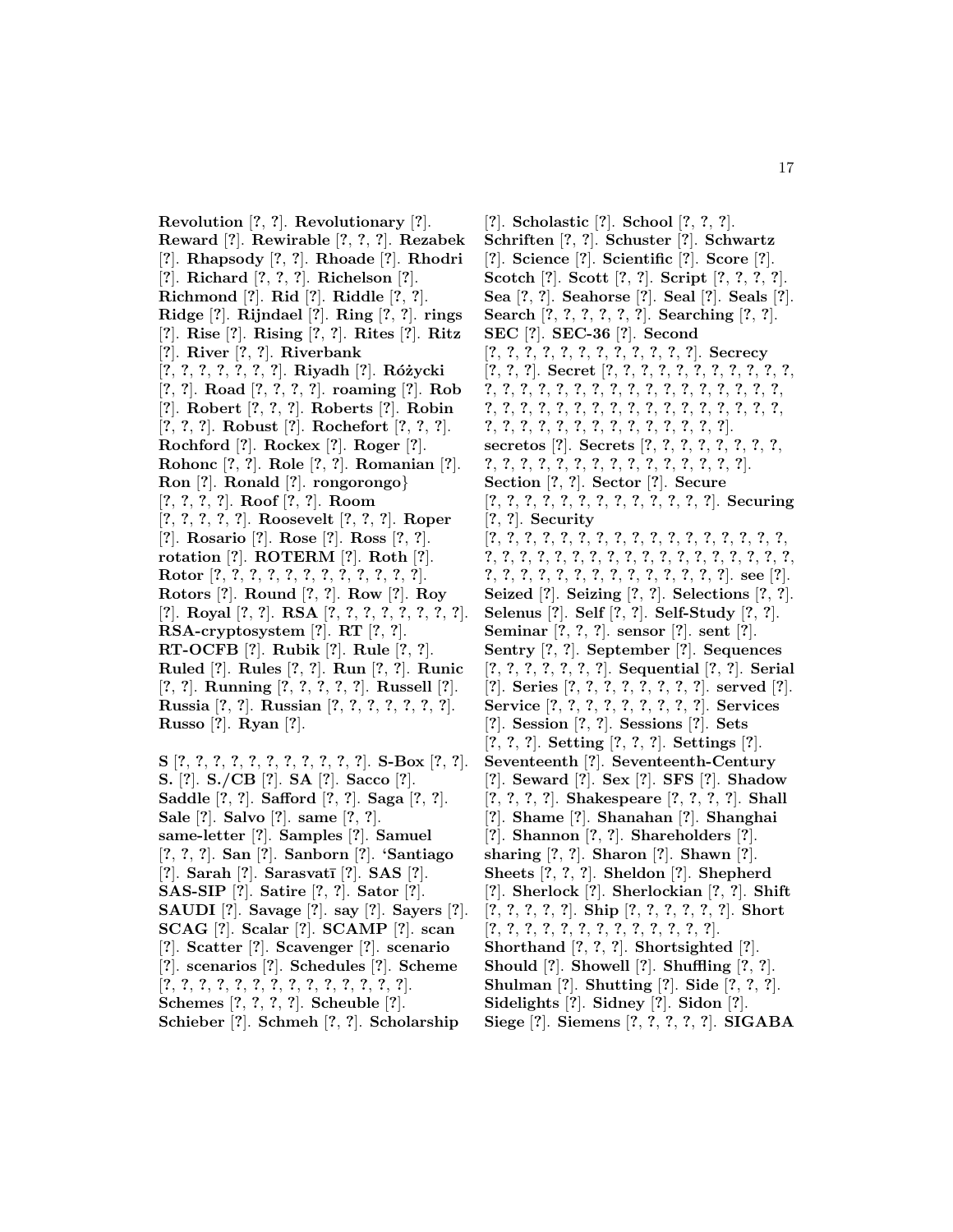**Revolution** [?, ?]. **Revolutionary** [?]. **Reward** [?]. **Rewirable** [?, ?, ?]. **Rezabek** [?]. **Rhapsody** [?, ?]. **Rhoade** [?]. **Rhodri** [?]. **Richard** [?, ?, ?]. **Richelson** [?]. **Richmond** [?]. **Rid** [?]. **Riddle** [?, ?]. **Ridge** [?]. **Rijndael** [?]. **Ring** [?, ?]. **rings** [?]. **Rise** [?]. **Rising** [?, ?]. **Rites** [?]. **Ritz** [?]. **River** [?, ?]. **Riverbank** [?, ?, ?, ?, ?, ?, ?]. **Riyadh** [?]. **Różycki** [?, ?]. **Road** [?, ?, ?, ?]. **roaming** [?]. **Rob** [?]. **Robert** [?, ?, ?]. **Roberts** [?]. **Robin** [?, ?, ?]. **Robust** [?]. **Rochefort** [?, ?, ?]. **Rochford** [?]. **Rockex** [?]. **Roger** [?]. **Rohonc** [?, ?]. **Role** [?, ?]. **Romanian** [?]. **Ron** [?]. **Ronald** [?]. **rongorongo**} [?, ?, ?, ?]. **Roof** [?, ?]. **Room** [?, ?, ?, ?, ?]. **Roosevelt** [?, ?, ?]. **Roper** [?]. **Rosario** [?]. **Rose** [?]. **Ross** [?, ?]. **rotation** [?]. **ROTERM** [?]. **Roth** [?]. **Rotor** [?, ?, ?, ?, ?, ?, ?, ?, ?, ?, ?, ?]. **Rotors** [?]. **Round** [?, ?]. **Row** [?]. **Roy** [?]. **Royal** [?, ?]. **RSA** [?, ?, ?, ?, ?, ?, ?, ?]. **RSA-cryptosystem** [?]. **RT** [?, ?]. **RT-OCFB** [?]. **Rubik** [?]. **Rule** [?, ?]. **Ruled** [?]. **Rules** [?, ?]. **Run** [?, ?]. **Runic** [?, ?]. **Running** [?, ?, ?, ?, ?]. **Russell** [?]. **Russia** [?, ?]. **Russian** [?, ?, ?, ?, ?, ?, ?]. **Russo** [?]. **Ryan** [?].

**S** [?, ?, ?, ?, ?, ?, ?, ?, ?, ?, ?]. **S-Box** [?, ?]. **S.** [?]. **S./CB** [?]. **SA** [?]. **Sacco** [?]. **Saddle** [?, ?]. **Safford** [?, ?]. **Saga** [?, ?]. **Sale** [?]. **Salvo** [?]. **same** [?, ?]. **same-letter** [?]. **Samples** [?]. **Samuel** [?, ?, ?]. **San** [?]. **Sanborn** [?]. **'Santiago** [?]. **Sarah** [?]. **Sarasvatī** [?]. **SAS** [?]. **SAS-SIP** [?]. **Satire** [?, ?]. **Sator** [?]. **SAUDI** [?]. **Savage** [?]. **say** [?]. **Sayers** [?]. **SCAG** [?]. **Scalar** [?]. **SCAMP** [?]. **scan** [?]. **Scatter** [?]. **Scavenger** [?]. **scenario** [?]. **scenarios** [?]. **Schedules** [?]. **Scheme** [?, ?, ?, ?, ?, ?, ?, ?, ?, ?, ?, ?, ?, ?]. **Schemes** [?, ?, ?, ?]. **Scheuble** [?]. **Schieber** [?]. **Schmeh** [?, ?]. **Scholarship** [?]. **Scholastic** [?]. **School** [?, ?, ?]. **Schriften** [?, ?]. **Schuster** [?]. **Schwartz** [?]. **Science** [?]. **Scientific** [?]. **Score** [?]. **Scotch** [?]. **Scott** [?, ?]. **Script** [?, ?, ?, ?]. **Sea** [?, ?]. **Seahorse** [?]. **Seal** [?]. **Seals** [?]. **Search** [?, ?, ?, ?, ?, ?]. **Searching** [?, ?]. **SEC** [?]. **SEC-36** [?]. **Second** [?, ?, ?, ?, ?, ?, ?, ?, ?, ?, ?, ?, ?]. **Secrecy** [?, ?, ?]. **Secret** [?, ?, ?, ?, ?, ?, ?, ?, ?, ?, ?, ?, ?, ?, ?, ?, ?, ?, ?, ?, ?, ?, ?, ?, ?, ?, ?, ?, ?, ?, ?, ?, ?, ?, ?, ?, ?, ?, ?, ?, ?, ?, ?, ?, ?, ?, ?, ?, ?, ?, ?, ?, ?, ?, ?, ?, ?, ?, ?, ?, ?, ?, ?, ?, ?, ?]. **secretos** [?]. **Secrets** [?, ?, ?, ?, ?, ?, ?, ?, ?, ?, ?, ?, ?, ?, ?, ?, ?, ?, ?, ?, ?, ?, ?]. **Section** [?, ?]. **Sector** [?]. **Secure** [?, ?, ?, ?, ?, ?, ?, ?, ?, ?, ?, ?, ?]. **Securing** [?, ?]. **Security** [?, ?, ?, ?, ?, ?, ?, ?, ?, ?, ?, ?, ?, ?, ?, ?, ?, ?, ?, ?, ?, ?, ?, ?, ?, ?, ?, ?, ?, ?, ?, ?, ?, ?, ?, ?, ?, ?, ?, ?, ?, ?, ?, ?, ?, ?, ?, ?, ?, ?, ?, ?, ?]. **see** [?]. **Seized** [?]. **Seizing** [?, ?]. **Selections** [?, ?]. **Selenus** [?]. **Self** [?, ?]. **Self-Study** [?, ?]. **Seminar** [?, ?, ?]. **sensor** [?]. **sent** [?]. **Sentry** [?, ?]. **September** [?]. **Sequences** [?, ?, ?, ?, ?, ?, ?]. **Sequential** [?, ?]. **Serial** [?]. **Series** [?, ?, ?, ?, ?, ?, ?, ?]. **served** [?]. **Service** [?, ?, ?, ?, ?, ?, ?, ?, ?, ?]. **Services** [?]. **Session** [?, ?]. **Sessions** [?]. **Sets** [?, ?, ?]. **Setting** [?, ?, ?]. **Settings** [?]. **Seventeenth** [?]. **Seventeenth-Century** [?]. **Seward** [?]. **Sex** [?]. **SFS** [?]. **Shadow** [?, ?, ?, ?]. **Shakespeare** [?, ?, ?, ?]. **Shall** [?]. **Shame** [?]. **Shanahan** [?]. **Shanghai** [?]. **Shannon** [?, ?, ?]. **Shareholders** [?]. **sharing** [?, ?]. **Sharon** [?]. **Shawn** [?]. **Sheets** [?, ?, ?]. **Sheldon** [?]. **Shepherd** [?]. **Sherlock** [?]. **Sherlockian** [?, ?]. **Shift** [?, ?, ?, ?, ?]. **Ship** [?, ?, ?, ?, ?, ?]. **Short** [?, ?, ?, ?, ?, ?, ?, ?, ?, ?, ?, ?, ?, ?]. **Shorthand** [?, ?, ?]. **Shortsighted** [?]. **Should** [?]. **Showell** [?]. **Shuffling** [?, ?]. **Shulman** [?]. **Shutting** [?]. **Side** [?, ?, ?]. **Sidelights** [?]. **Sidney** [?]. **Sidon** [?]. **Siege** [?]. **Siemens** [?, ?, ?, ?, ?]. **SIGABA**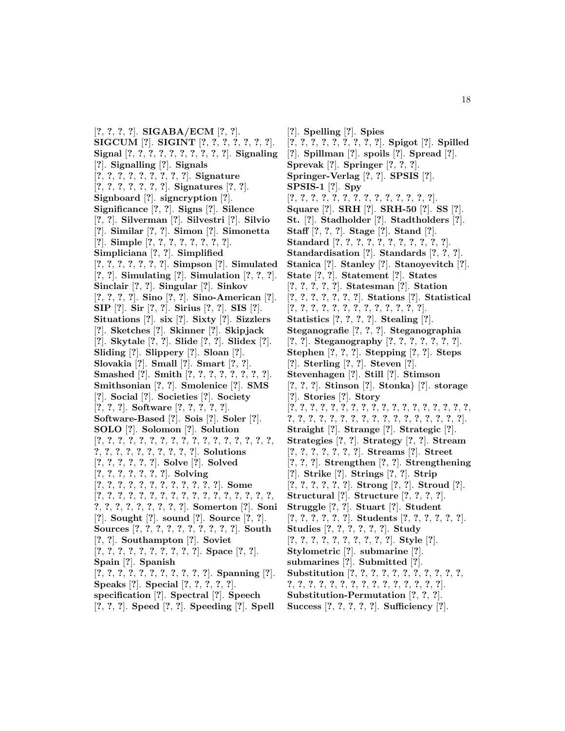[?, ?, ?, ?]. **SIGABA/ECM** [?, ?]. **SIGCUM** [?]. **SIGINT** [?, ?, ?, ?, ?, ?, ?]. **Signal** [?, ?, ?, ?, ?, ?, ?, ?, ?, ?]. **Signaling** [?]. **Signalling** [?]. **Signals** [?, ?, ?, ?, ?, ?, ?, ?, ?]. **Signature** [?, ?, ?, ?, ?, ?, ?]. **Signatures** [?, ?]. **Signboard** [?]. **signcryption** [?]. **Significance** [?, ?]. **Signs** [?]. **Silence** [?, ?]. **Silverman** [?]. **Silvestri** [?]. **Silvio** [?]. **Similar** [?, ?]. **Simon** [?]. **Simonetta** [?]. **Simple** [?, ?, ?, ?, ?, ?, ?, ?]. **Simpliciana** [?, ?]. **Simplified** [?, ?, ?, ?, ?, ?, ?]. **Simpson** [?]. **Simulated** [?, ?]. **Simulating** [?]. **Simulation** [?, ?, ?]. **Sinclair** [?, ?]. **Singular** [?]. **Sinkov** [?, ?, ?, ?]. **Sino** [?, ?]. **Sino-American** [?]. **SIP** [?]. **Sir** [?, ?]. **Sirius** [?, ?]. **SIS** [?]. **Situations** [?]. **six** [?]. **Sixty** [?]. **Sizzlers** [?]. **Sketches** [?]. **Skinner** [?]. **Skipjack** [?]. **Skytale** [?, ?]. **Slide** [?, ?]. **Slidex** [?]. **Sliding** [?]. **Slippery** [?]. **Sloan** [?]. **Slovakia** [?]. **Small** [?]. **Smart** [?, ?]. **Smashed** [?]. **Smith** [?, ?, ?, ?, ?, ?, ?, ?]. **Smithsonian** [?, ?]. **Smolenice** [?]. **SMS** [?]. **Social** [?]. **Societies** [?]. **Society** [?, ?, ?]. **Software** [?, ?, ?, ?, ?]. **Software-Based** [?]. **Sois** [?]. **Soler** [?]. **SOLO** [?]. **Solomon** [?]. **Solution** [?, ?, ?, ?, ?, ?, ?, ?, ?, ?, ?, ?, ?, ?, ?, ?, ?, ?, ?, ?, ?, ?, ?, ?, ?, ?, ?, ?, ?]. **Solutions** [?, ?, ?, ?, ?, ?]. **Solve** [?]. **Solved** [?, ?, ?, ?, ?, ?, ?]. **Solving** [?, ?, ?, ?, ?, ?, ?, ?, ?, ?, ?, ?, ?]. **Some** [?, ?, ?, ?, ?, ?, ?, ?, ?, ?, ?, ?, ?, ?, ?, ?, ?, ?, ?, ?, ?, ?, ?, ?, ?, ?, ?, ?, ?]. **Somerton** [?]. **Soni** [?]. **Sought** [?]. **sound** [?]. **Source** [?, ?]. **Sources** [?, ?, ?, ?, ?, ?, ?, ?, ?, ?, ?]. **South** [?, ?]. **Southampton** [?]. **Soviet** [?, ?, ?, ?, ?, ?, ?, ?, ?, ?]. **Space** [?, ?]. **Spain** [?]. **Spanish** [?, ?, ?, ?, ?, ?, ?, ?, ?, ?, ?, ?]. **Spanning** [?]. **Speaks** [?]. **Special** [?, ?, ?, ?, ?]. **specification** [?]. **Spectral** [?]. **Speech** [?, ?, ?]. **Speed** [?, ?]. **Speeding** [?]. **Spell** [?]. **Spelling** [?]. **Spies** [?, ?, ?, ?, ?, ?, ?, ?, ?, ?]. **Spigot** [?]. **Spilled** [?]. **Spillman** [?]. **spoils** [?]. **Spread** [?]. **Sprevak** [?]. **Springer** [?, ?, ?]. **Springer-Verlag** [?, ?]. **SPSIS** [?]. **SPSIS-1** [?]. **Spy** [?, ?, ?, ?, ?, ?, ?, ?, ?, ?, ?, ?, ?, ?, ?, ?]. **Square** [?]. **SRH** [?]. **SRH-50** [?]. **SS** [?]. **St.** [?]. **Stadholder** [?]. **Stadtholders** [?]. **Staff** [?, ?, ?]. **Stage** [?]. **Stand** [?]. **Standard** [?, ?, ?, ?, ?, ?, ?, ?, ?, ?, ?, ?]. **Standardisation** [?]. **Standards** [?, ?, ?]. **Stanica** [?]. **Stanley** [?]. **Stanoyevitch** [?]. **State** [?, ?]. **Statement** [?]. **States** [?, ?, ?, ?, ?]. **Statesman** [?]. **Station** [?, ?, ?, ?, ?, ?, ?]. **Stations** [?]. **Statistical** [?, ?, ?, ?, ?, ?, ?, ?, ?, ?, ?, ?, ?, ?]. **Statistics** [?, ?, ?, ?]. **Stealing** [?]. **Steganografie** [?, ?, ?]. **Steganographia** [?, ?]. **Steganography** [?, ?, ?, ?, ?, ?, ?]. **Stephen** [?, ?, ?]. **Stepping** [?, ?]. **Steps** [?]. **Sterling** [?, ?]. **Steven** [?]. **Stevenhagen** [?]. **Still** [?]. **Stimson** [?, ?, ?]. **Stinson** [?]. **Stonka}** [?]. **storage** [?]. **Stories** [?]. **Story** [?, ?, ?, ?, ?, ?, ?, ?, ?, ?, ?, ?, ?, ?, ?, ?, ?, ?, ?, ?, ?, ?, ?, ?, ?, ?, ?, ?, ?, ?, ?, ?, ?, ?, ?, ?, ?, ?]. **Straight** [?]. **Strange** [?]. **Strategic** [?]. **Strategies** [?, ?]. **Strategy** [?, ?]. **Stream** [?, ?, ?, ?, ?, ?, ?]. **Streams** [?]. **Street** [?, ?, ?]. **Strengthen** [?, ?]. **Strengthening** [?]. **Strike** [?]. **Strings** [?, ?]. **Strip** [?, ?, ?, ?, ?, ?]. **Strong** [?, ?]. **Stroud** [?]. **Structural** [?]. **Structure** [?, ?, ?, ?]. **Struggle** [?, ?]. **Stuart** [?]. **Student** [?, ?, ?, ?, ?, ?]. **Students** [?, ?, ?, ?, ?, ?]. **Studies** [?, ?, ?, ?, ?, ?]. **Study** [?, ?, ?, ?, ?, ?, ?, ?, ?, ?, ?]. **Style** [?]. **Stylometric** [?]. **submarine** [?]. **submarines** [?]. **Submitted** [?]. **Substitution** [?, ?, ?, ?, ?, ?, ?, ?, ?, ?, ?, ?, ?, ?, ?, ?, ?, ?, ?, ?, ?, ?, ?, ?, ?, ?, ?, ?]. **Substitution-Permutation** [?, ?, ?]. **Success** [?, ?, ?, ?, ?]. **Sufficiency** [?].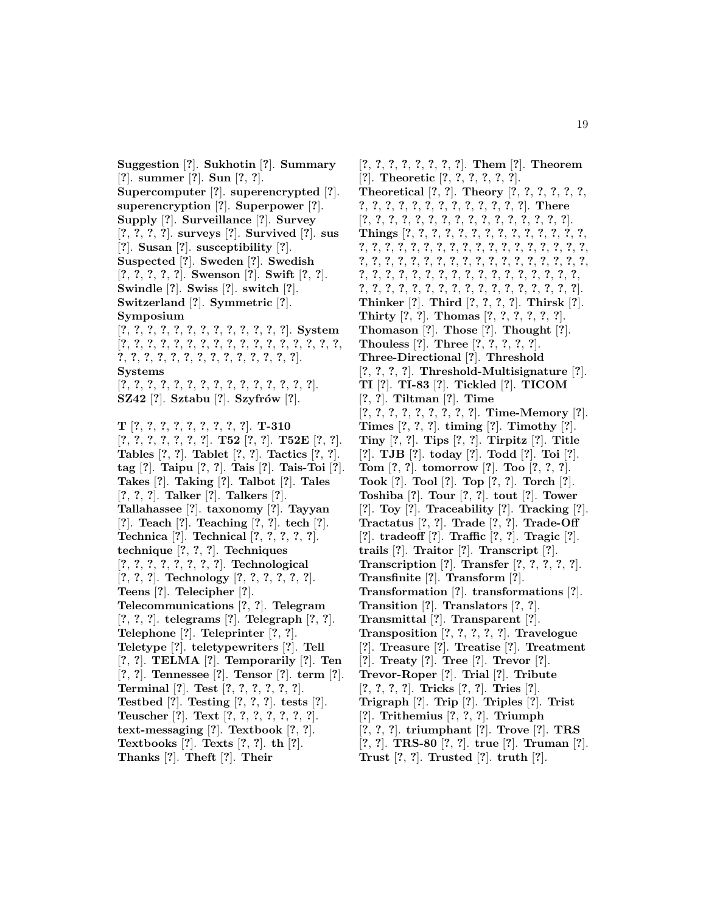**Suggestion** [?]. **Sukhotin** [?]. **Summary** [?]. **summer** [?]. **Sun** [?, ?]. **Supercomputer** [?]. **superencrypted** [?]. **superencryption** [?]. **Superpower** [?]. **Supply** [?]. **Surveillance** [?]. **Survey** [?, ?, ?, ?]. **surveys** [?]. **Survived** [?]. **sus** [?]. **Susan** [?]. **susceptibility** [?]. **Suspected** [?]. **Sweden** [?]. **Swedish** [?, ?, ?, ?, ?]. **Swenson** [?]. **Swift** [?, ?]. **Swindle** [?]. **Swiss** [?]. **switch** [?]. **Switzerland** [?]. **Symmetric** [?]. **Symposium** [?, ?, ?, ?, ?, ?, ?, ?, ?, ?, ?, ?, ?]. **System** [?, ?, ?, ?, ?, ?, ?, ?, ?, ?, ?, ?, ?, ?, ?, ?, ?, ?, ?, ?, ?, ?, ?, ?, ?, ?, ?, ?, ?, ?, ?, ?, ?]. **Systems** [?, ?, ?, ?, ?, ?, ?, ?, ?, ?, ?, ?, ?, ?, ?, ?, ?]. **SZ42** [?]. **Sztabu** [?]. **Szyfrów** [?].

**T** [?, ?, ?, ?, ?, ?, ?, ?, ?, ?]. **T-310** [?, ?, ?, ?, ?, ?, ?, ?]. **T52** [?, ?]. **T52E** [?, ?]. **Tables** [?, ?]. **Tablet** [?, ?]. **Tactics** [?, ?]. **tag** [?]. **Taipu** [?, ?]. **Tais** [?]. **Tais-Toi** [?]. **Takes** [?]. **Taking** [?]. **Talbot** [?]. **Tales** [?, ?, ?]. **Talker** [?]. **Talkers** [?]. **Tallahassee** [?]. **taxonomy** [?]. **Tayyan** [?]. **Teach** [?]. **Teaching** [?, ?]. **tech** [?]. **Technica** [?]. **Technical** [?, ?, ?, ?, ?]. **technique** [?, ?, ?]. **Techniques** [?, ?, ?, ?, ?, ?, ?, ?, ?]. **Technological** [?, ?, ?]. **Technology** [?, ?, ?, ?, ?, ?]. **Teens** [?]. **Telecipher** [?]. **Telecommunications** [?, ?]. **Telegram** [?, ?, ?]. **telegrams** [?]. **Telegraph** [?, ?]. **Telephone** [?]. **Teleprinter** [?, ?]. **Teletype** [?]. **teletypewriters** [?]. **Tell** [?, ?]. **TELMA** [?]. **Temporarily** [?]. **Ten** [?, ?]. **Tennessee** [?]. **Tensor** [?]. **term** [?]. **Terminal** [?]. **Test** [?, ?, ?, ?, ?, ?]. **Testbed** [?]. **Testing** [?, ?, ?]. **tests** [?]. **Teuscher** [?]. **Text** [?, ?, ?, ?, ?, ?, ?]. **text-messaging** [?]. **Textbook** [?, ?]. **Textbooks** [?]. **Texts** [?, ?]. **th** [?]. **Thanks** [?]. **Theft** [?]. **Their** [?, ?, ?, ?, ?, ?, ?, ?]. **Them** [?]. **Theorem** [?]. **Theoretic** [?, ?, ?, ?, ?, ?]. **Theoretical** [?, ?]. **Theory** [?, ?, ?, ?, ?, ?, ?, ?, ?, ?, ?, ?, ?, ?, ?, ?, ?, ?, ?, ?, ?, ?]. **There** [?, ?, ?, ?, ?, ?, ?, ?, ?, ?, ?, ?, ?, ?, ?, ?, ?]. **Things** [?, ?, ?, ?, ?, ?, ?, ?, ?, ?, ?, ?, ?, ?, ?, ?, ?, ?, ?, ?, ?, ?, ?, ?, ?, ?, ?, ?, ?, ?, ?, ?, ?, ?, ?, ?, ?, ?, ?, ?, ?, ?, ?, ?, ?, ?, ?, ?, ?, ?, ?, ?, ?, ?, ?, ?, ?, ?, ?, ?, ?, ?, ?, ?, ?, ?, ?, ?, ?, ?, ?, ?, ?, ?, ?, ?, ?, ?, ?, ?, ?, ?, ?, ?, ?, ?, ?, ?, ?, ?, ?, ?, ?]. **Thinker** [?]. **Third** [?, ?, ?, ?]. **Thirsk** [?]. **Thirty** [?, ?]. **Thomas** [?, ?, ?, ?, ?, ?]. **Thomason** [?]. **Those** [?]. **Thought** [?]. **Thouless** [?]. **Three** [?, ?, ?, ?, ?]. **Three-Directional** [?]. **Threshold** [?, ?, ?, ?]. **Threshold-Multisignature** [?]. **TI** [?]. **TI-83** [?]. **Tickled** [?]. **TICOM** [?, ?]. **Tiltman** [?]. **Time** [?, ?, ?, ?, ?, ?, ?, ?, ?, ?]. **Time-Memory** [?]. **Times** [?, ?, ?]. **timing** [?]. **Timothy** [?]. **Tiny** [?, ?]. **Tips** [?, ?]. **Tirpitz** [?]. **Title** [?]. **TJB** [?]. **today** [?]. **Todd** [?]. **Toi** [?]. **Tom** [?, ?]. **tomorrow** [?]. **Too** [?, ?, ?]. **Took** [?]. **Tool** [?]. **Top** [?, ?]. **Torch** [?]. **Toshiba** [?]. **Tour** [?, ?]. **tout** [?]. **Tower** [?]. **Toy** [?]. **Traceability** [?]. **Tracking** [?]. **Tractatus** [?, ?]. **Trade** [?, ?]. **Trade-Off** [?]. **tradeoff** [?]. **Traffic** [?, ?]. **Tragic** [?]. **trails** [?]. **Traitor** [?]. **Transcript** [?]. **Transcription** [?]. **Transfer** [?, ?, ?, ?, ?]. **Transfinite** [?]. **Transform** [?]. **Transformation** [?]. **transformations** [?]. **Transition** [?]. **Translators** [?, ?]. **Transmittal** [?]. **Transparent** [?]. **Transposition** [?, ?, ?, ?, ?]. **Travelogue** [?]. **Treasure** [?]. **Treatise** [?]. **Treatment** [?]. **Treaty** [?]. **Tree** [?]. **Trevor** [?]. **Trevor-Roper** [?]. **Trial** [?]. **Tribute** [?, ?, ?, ?]. **Tricks** [?, ?]. **Tries** [?]. **Trigraph** [?]. **Trip** [?]. **Triples** [?]. **Trist** [?]. **Trithemius** [?, ?, ?]. **Triumph** [?, ?, ?]. **triumphant** [?]. **Trove** [?]. **TRS** [?, ?]. **TRS-80** [?, ?]. **true** [?]. **Truman** [?]. **Trust** [?, ?]. **Trusted** [?]. **truth** [?].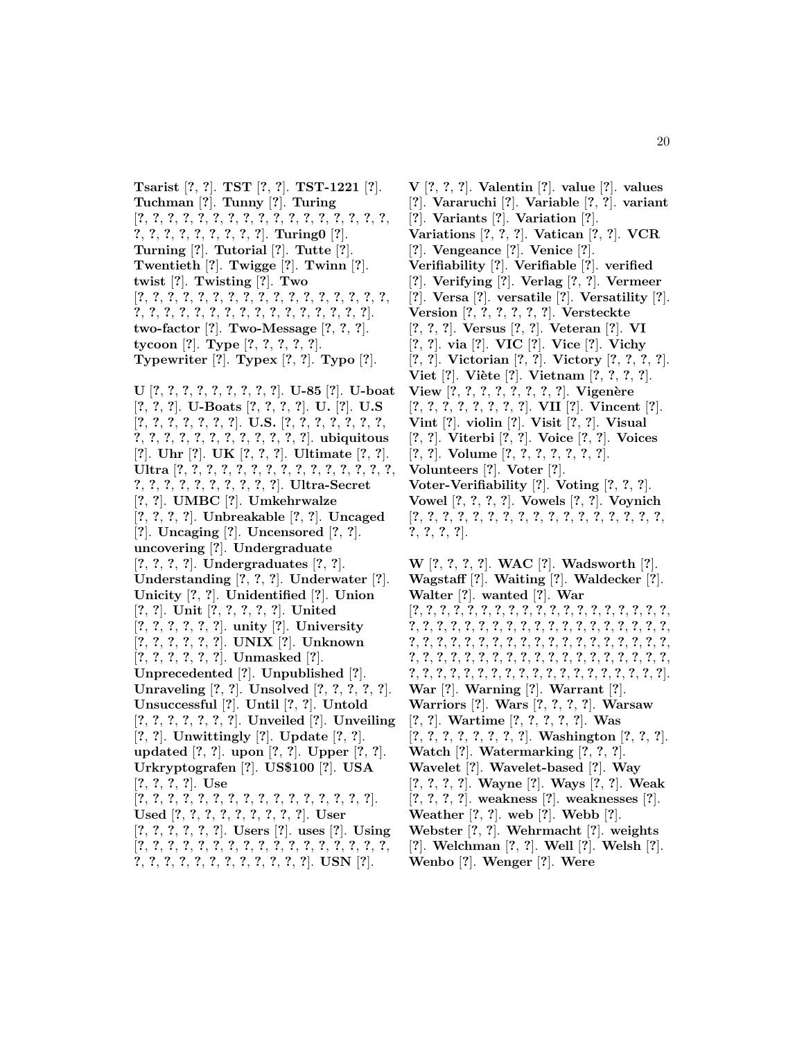**Tsarist** [?, ?]. **TST** [?, ?]. **TST-1221** [?]. **Tuchman** [?]. **Tunny** [?]. **Turing** [?, ?, ?, ?, ?, ?, ?, ?, ?, ?, ?, ?, ?, ?, ?, ?, ?, ?, ?, ?, ?, ?, ?, ?, ?, ?, ?, ?]. **Turing0** [?]. **Turning** [?]. **Tutorial** [?]. **Tutte** [?]. **Twentieth** [?]. **Twigge** [?]. **Twinn** [?]. **twist** [?]. **Twisting** [?]. **Two** [?, ?, ?, ?, ?, ?, ?, ?, ?, ?, ?, ?, ?, ?, ?, ?, ?, ?, ?, ?, ?, ?, ?, ?, ?, ?, ?, ?, ?, ?, ?, ?, ?, ?, ?, ?, ?, ?]. **two-factor** [?]. **Two-Message** [?, ?, ?]. **tycoon** [?]. **Type** [?, ?, ?, ?, ?]. **Typewriter** [?]. **Typex** [?, ?]. **Typo** [?].

**U** [?, ?, ?, ?, ?, ?, ?, ?, ?, ?]. **U-85** [?]. **U-boat** [?, ?, ?]. **U-Boats** [?, ?, ?, ?]. **U.** [?]. **U.S** [?, ?, ?, ?, ?, ?, ?, ?]. **U.S.** [?, ?, ?, ?, ?, ?, ?, ?, ?, ?, ?, ?, ?, ?, ?, ?, ?, ?, ?, ?, ?, ?]. **ubiquitous** [?]. **Uhr** [?]. **UK** [?, ?, ?]. **Ultimate** [?, ?]. **Ultra** [?, ?, ?, ?, ?, ?, ?, ?, ?, ?, ?, ?, ?, ?, ?, ?, ?, ?, ?, ?, ?, ?, ?, ?, ?, ?, ?, ?, ?]. **Ultra-Secret** [?, ?]. **UMBC** [?]. **Umkehrwalze** [?, ?, ?, ?]. **Unbreakable** [?, ?]. **Uncaged** [?]. **Uncaging** [?]. **Uncensored** [?, ?]. **uncovering** [?]. **Undergraduate** [?, ?, ?, ?]. **Undergraduates** [?, ?]. **Understanding** [?, ?, ?]. **Underwater** [?]. **Unicity** [?, ?]. **Unidentified** [?]. **Union** [?, ?]. **Unit** [?, ?, ?, ?, ?]. **United** [?, ?, ?, ?, ?, ?]. **unity** [?]. **University** [?, ?, ?, ?, ?, ?]. **UNIX** [?]. **Unknown** [?, ?, ?, ?, ?, ?]. **Unmasked** [?]. **Unprecedented** [?]. **Unpublished** [?]. **Unraveling** [?, ?]. **Unsolved** [?, ?, ?, ?, ?]. **Unsuccessful** [?]. **Until** [?, ?]. **Untold** [?, ?, ?, ?, ?, ?, ?]. **Unveiled** [?]. **Unveiling** [?, ?]. **Unwittingly** [?]. **Update** [?, ?]. **updated** [?, ?]. **upon** [?, ?]. **Upper** [?, ?]. **Urkryptografen** [?]. **US$100** [?]. **USA** [?, ?, ?, ?]. **Use** [?, ?, ?, ?, ?, ?, ?, ?, ?, ?, ?, ?, ?, ?, ?, ?, ?, ?, ?]. **Used** [?, ?, ?, ?, ?, ?, ?, ?, ?, ?]. **User** [?, ?, ?, ?, ?, ?]. **Users** [?]. **uses** [?]. **Using** [?, ?, ?, ?, ?, ?, ?, ?, ?, ?, ?, ?, ?, ?, ?, ?, ?, ?, ?, ?, ?, ?, ?, ?, ?, ?, ?, ?, ?, ?, ?, ?]. **USN** [?].

**V** [?, ?, ?]. **Valentin** [?]. **value** [?]. **values** [?]. **Vararuchi** [?]. **Variable** [?, ?]. **variant** [?]. **Variants** [?]. **Variation** [?]. **Variations** [?, ?, ?]. **Vatican** [?, ?]. **VCR** [?]. **Vengeance** [?]. **Venice** [?]. **Verifiability** [?]. **Verifiable** [?]. **verified** [?]. **Verifying** [?]. **Verlag** [?, ?]. **Vermeer** [?]. **Versa** [?]. **versatile** [?]. **Versatility** [?]. **Version** [?, ?, ?, ?, ?, ?]. **Versteckte** [?, ?, ?]. **Versus** [?, ?]. **Veteran** [?]. **VI** [?, ?]. **via** [?]. **VIC** [?]. **Vice** [?]. **Vichy** [?, ?]. **Victorian** [?, ?]. **Victory** [?, ?, ?, ?]. **Viet** [?]. **Viète** [?]. **Vietnam** [?, ?, ?, ?]. **View** [?, ?, ?, ?, ?, ?, ?, ?]. **Vigenère** [?, ?, ?, ?, ?, ?, ?, ?, ?]. **VII** [?]. **Vincent** [?]. **Vint** [?]. **violin** [?]. **Visit** [?, ?]. **Visual** [?, ?]. **Viterbi** [?, ?]. **Voice** [?, ?]. **Voices** [?, ?]. **Volume** [?, ?, ?, ?, ?, ?, ?]. **Volunteers** [?]. **Voter** [?]. **Voter-Verifiability** [?]. **Voting** [?, ?, ?]. **Vowel** [?, ?, ?, ?]. **Vowels** [?, ?]. **Voynich** [?, ?, ?, ?, ?, ?, ?, ?, ?, ?, ?, ?, ?, ?, ?, ?, ?, ?, ?, ?, ?, ?, ?].

**W** [?, ?, ?, ?]. **WAC** [?]. **Wadsworth** [?]. **Wagstaff** [?]. **Waiting** [?]. **Waldecker** [?]. **Walter** [?]. **wanted** [?]. **War** [?, ?, ?, ?, ?, ?, ?, ?, ?, ?, ?, ?, ?, ?, ?, ?, ?, ?, ?, ?, ?, ?, ?, ?, ?, ?, ?, ?, ?, ?, ?, ?, ?, ?, ?, ?, ?, ?, ?, ?, ?, ?, ?, ?, ?, ?, ?, ?, ?, ?, ?, ?, ?, ?, ?, ?, ?, ?, ?, ?, ?, ?, ?, ?, ?, ?, ?, ?, ?, ?, ?, ?, ?, ?, ?, ?, ?, ?, ?, ?, ?, ?, ?, ?, ?, ?, ?, ?, ?, ?, ?, ?, ?, ?, ?, ?, ?, ?, ?, ?]. **War** [?]. **Warning** [?]. **Warrant** [?]. **Warriors** [?]. **Wars** [?, ?, ?, ?]. **Warsaw** [?, ?]. **Wartime** [?, ?, ?, ?, ?]. **Was** [?, ?, ?, ?, ?, ?, ?, ?, ?]. **Washington** [?, ?, ?]. **Watch** [?]. **Watermarking** [?, ?, ?]. **Wavelet** [?]. **Wavelet-based** [?]. **Way** [?, ?, ?, ?]. **Wayne** [?]. **Ways** [?, ?]. **Weak** [?, ?, ?, ?]. **weakness** [?]. **weaknesses** [?]. **Weather** [?, ?]. **web** [?]. **Webb** [?]. **Webster** [?, ?]. **Wehrmacht** [?]. **weights** [?]. **Welchman** [?, ?]. **Well** [?]. **Welsh** [?]. **Wenbo** [?]. **Wenger** [?]. **Were**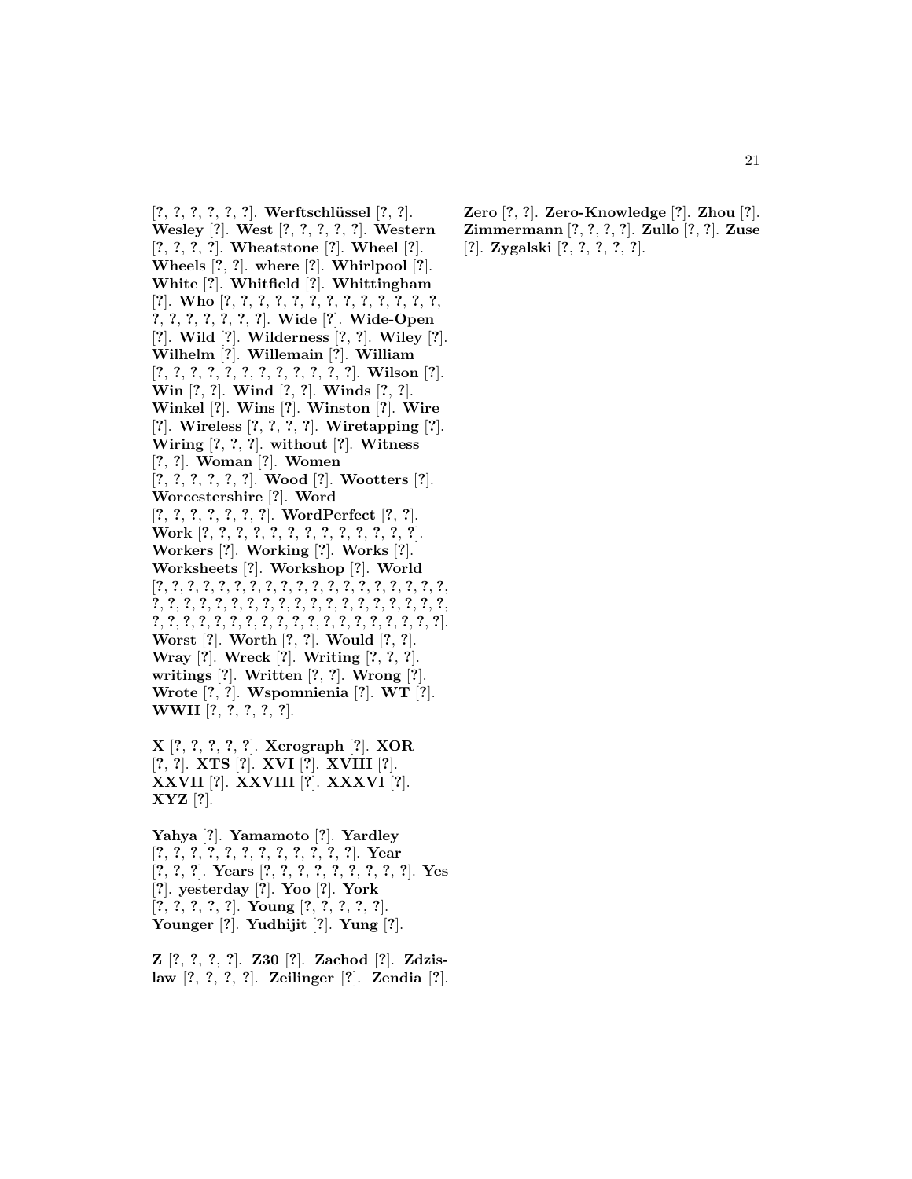[?, ?, ?, ?, ?, ?]. **Werftschlüssel** [?, ?]. **Wesley** [?]. **West** [?, ?, ?, ?, ?]. **Western** [?, ?, ?, ?]. **Wheatstone** [?]. **Wheel** [?]. **Wheels** [?, ?]. **where** [?]. **Whirlpool** [?]. **White** [?]. **Whitfield** [?]. **Whittingham** [?]. **Who** [?, ?, ?, ?, ?, ?, ?, ?, ?, ?, ?, ?, ?, ?, ?, ?, ?, ?, ?, ?, ?]. **Wide** [?]. **Wide-Open** [?]. **Wild** [?]. **Wilderness** [?, ?]. **Wiley** [?]. **Wilhelm** [?]. **Willemain** [?]. **William** [?, ?, ?, ?, ?, ?, ?, ?, ?, ?, ?, ?]. **Wilson** [?]. **Win** [?, ?]. **Wind** [?, ?]. **Winds** [?, ?]. **Winkel** [?]. **Wins** [?]. **Winston** [?]. **Wire** [?]. **Wireless** [?, ?, ?, ?]. **Wiretapping** [?]. **Wiring** [?, ?, ?]. **without** [?]. **Witness** [?, ?]. **Woman** [?]. **Women** [?, ?, ?, ?, ?, ?]. **Wood** [?]. **Wootters** [?]. **Worcestershire** [?]. **Word** [?, ?, ?, ?, ?, ?, ?]. **WordPerfect** [?, ?]. **Work** [?, ?, ?, ?, ?, ?, ?, ?, ?, ?, ?, ?, ?, ?]. **Workers** [?]. **Working** [?]. **Works** [?]. **Worksheets** [?]. **Workshop** [?]. **World** [?, ?, ?, ?, ?, ?, ?, ?, ?, ?, ?, ?, ?, ?, ?, ?, ?, ?, ?, ?, ?, ?, ?, ?, ?, ?, ?, ?, ?, ?, ?, ?, ?, ?, ?, ?, ?, ?, ?, ?, ?, ?, ?, ?, ?, ?, ?, ?, ?, ?, ?, ?, ?, ?, ?, ?, ?, ?, ?, ?, ?, ?, ?, ?]. **Worst** [?]. **Worth** [?, ?]. **Would** [?, ?]. **Wray** [?]. **Wreck** [?]. **Writing** [?, ?, ?]. **writings** [?]. **Written** [?, ?]. **Wrong** [?]. **Wrote** [?, ?]. **Wspomnienia** [?]. **WT** [?]. **WWII** [?, ?, ?, ?, ?].

**X** [?, ?, ?, ?, ?]. **Xerograph** [?]. **XOR** [?, ?]. **XTS** [?]. **XVI** [?]. **XVIII** [?]. **XXVII** [?]. **XXVIII** [?]. **XXXVI** [?]. **XYZ** [?].

**Yahya** [?]. **Yamamoto** [?]. **Yardley** [?, ?, ?, ?, ?, ?, ?, ?, ?, ?, ?, ?, ?]. **Year** [?, ?, ?]. **Years** [?, ?, ?, ?, ?, ?, ?, ?, ?, ?]. **Yes** [?]. **yesterday** [?]. **Yoo** [?]. **York** [?, ?, ?, ?, ?]. **Young** [?, ?, ?, ?, ?]. **Younger** [?]. **Yudhijit** [?]. **Yung** [?].

**Z** [?, ?, ?, ?]. **Z30** [?]. **Zachod** [?]. **Zdzislaw** [?, ?, ?, ?]. **Zeilinger** [?]. **Zendia** [?]. **Zero** [?, ?]. **Zero-Knowledge** [?]. **Zhou** [?]. **Zimmermann** [?, ?, ?, ?]. **Zullo** [?, ?]. **Zuse** [?]. **Zygalski** [?, ?, ?, ?, ?].